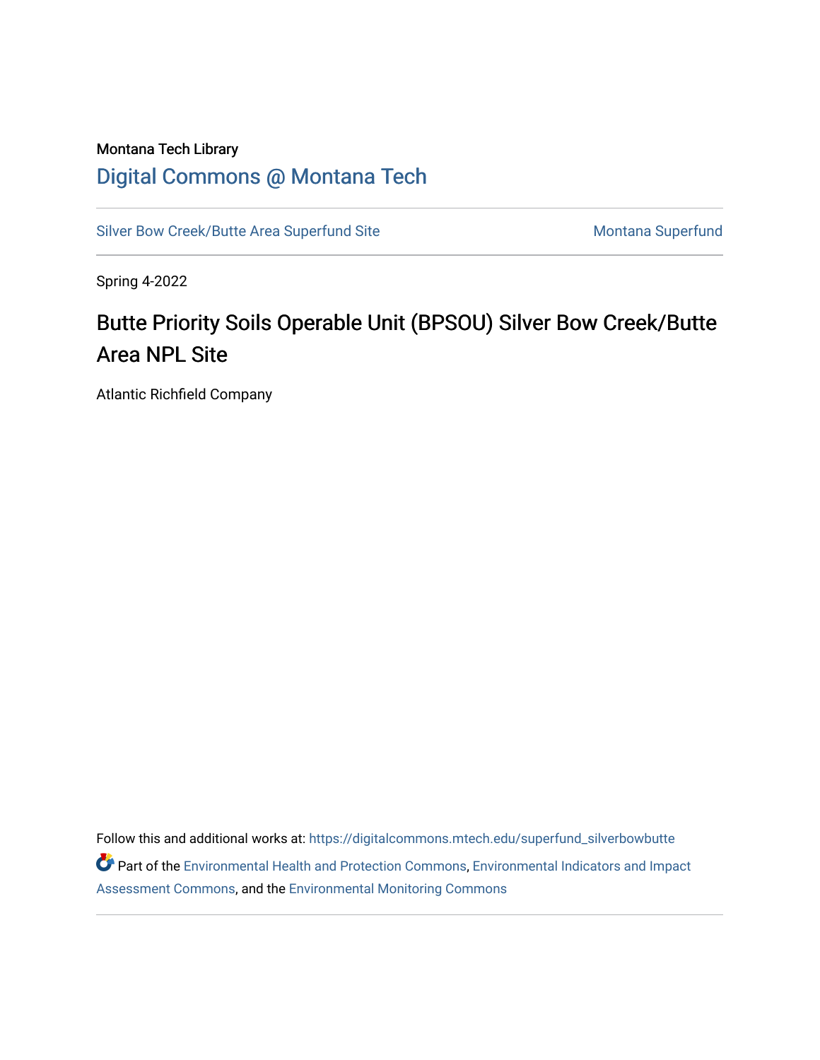Montana Tech Library

# Digital Commons @ Montana Tech

Silver Bow Creek/Butte Area Superfund Site | Montana Superfund

Spring 4-2022

## Butte Priority Soils Operable Unit (BPSOU) Silver Bow Creek/Butte Area NPL Site

Atlantic Richfield Company

Follow this and additional works at: https://digitalcommons.mtech.edu/superfund_silverbowbutte

Part of the Environmental Health and Protection Commons, Environmental Indicators and Impact Assessment Commons, and the Environmental Monitoring Commons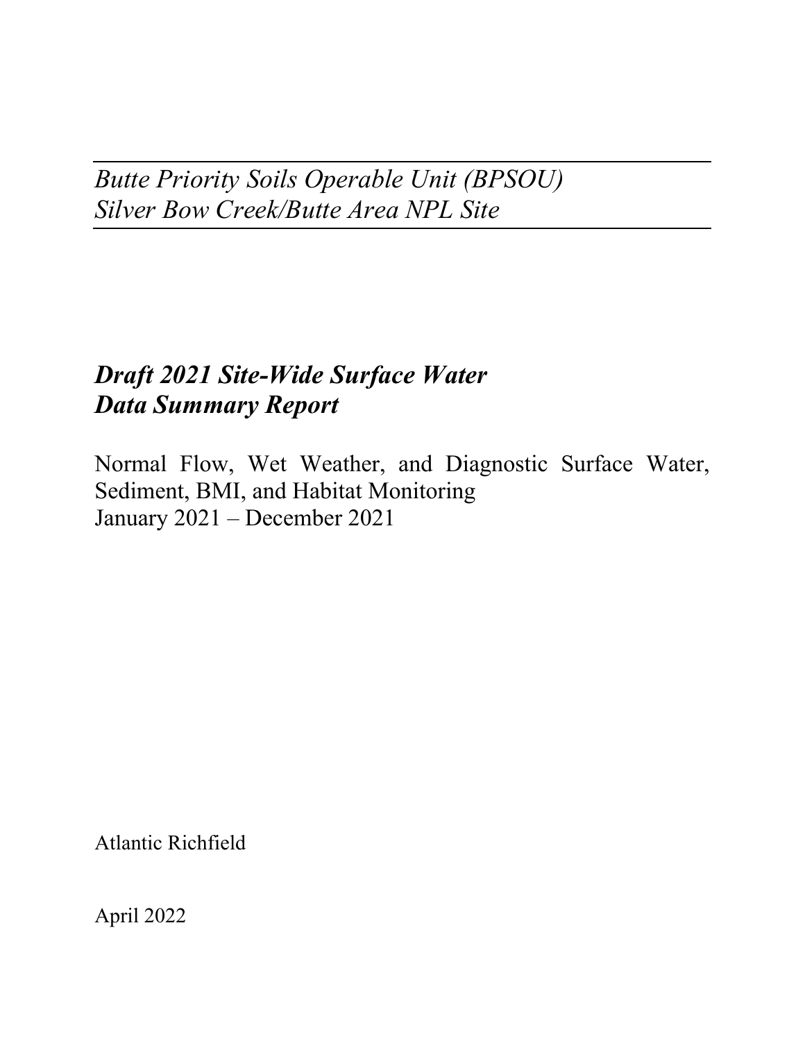*Butte Priority Soils Operable Unit (BPSOU)*
*Silver Bow Creek/Butte Area NPL Site*

# *Draft 2021 Site-Wide Surface Water Data Summary Report*

Normal Flow, Wet Weather, and Diagnostic Surface Water, Sediment, BMI, and Habitat Monitoring
January 2021 – December 2021

Atlantic Richfield

April 2022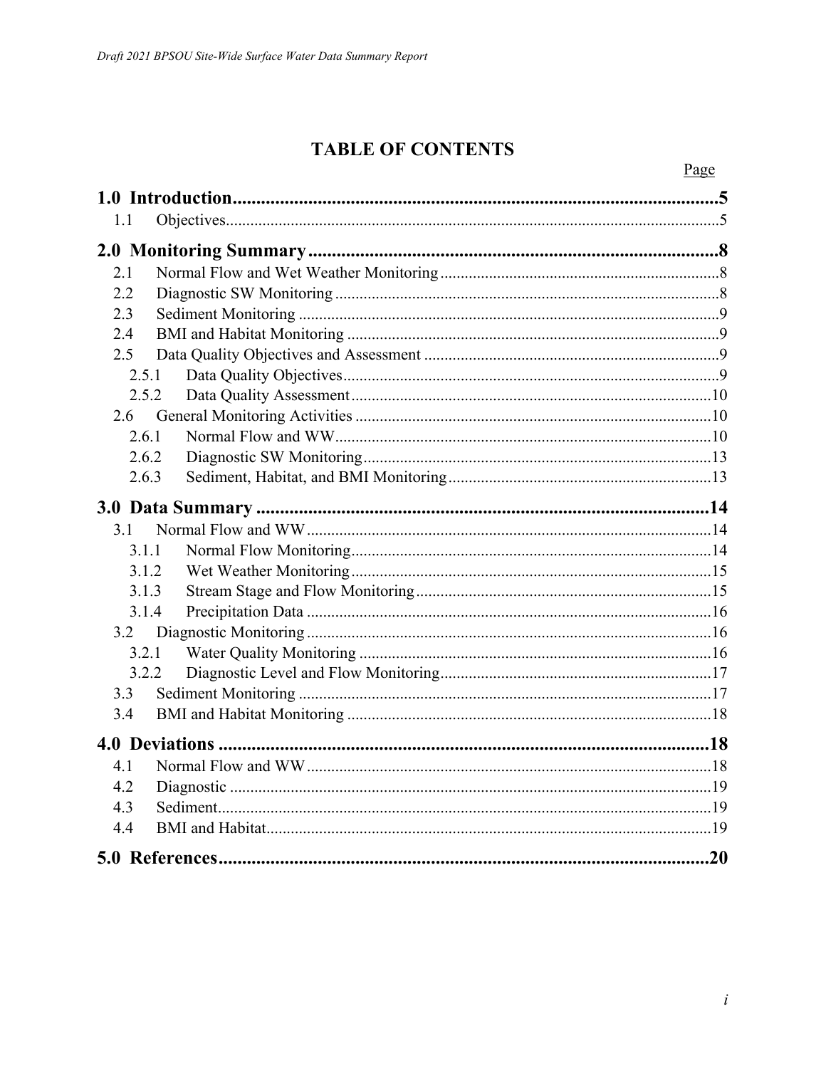# TABLE OF CONTENTS

| | Page |
|---|---|
| **1.0 Introduction** | **5** |
| 1.1 Objectives | 5 |
| **2.0 Monitoring Summary** | **8** |
| 2.1 Normal Flow and Wet Weather Monitoring | 8 |
| 2.2 Diagnostic SW Monitoring | 8 |
| 2.3 Sediment Monitoring | 9 |
| 2.4 BMI and Habitat Monitoring | 9 |
| 2.5 Data Quality Objectives and Assessment | 9 |
| 2.5.1 Data Quality Objectives | 9 |
| 2.5.2 Data Quality Assessment | 10 |
| 2.6 General Monitoring Activities | 10 |
| 2.6.1 Normal Flow and WW | 10 |
| 2.6.2 Diagnostic SW Monitoring | 13 |
| 2.6.3 Sediment, Habitat, and BMI Monitoring | 13 |
| **3.0 Data Summary** | **14** |
| 3.1 Normal Flow and WW | 14 |
| 3.1.1 Normal Flow Monitoring | 14 |
| 3.1.2 Wet Weather Monitoring | 15 |
| 3.1.3 Stream Stage and Flow Monitoring | 15 |
| 3.1.4 Precipitation Data | 16 |
| 3.2 Diagnostic Monitoring | 16 |
| 3.2.1 Water Quality Monitoring | 16 |
| 3.2.2 Diagnostic Level and Flow Monitoring | 17 |
| 3.3 Sediment Monitoring | 17 |
| 3.4 BMI and Habitat Monitoring | 18 |
| **4.0 Deviations** | **18** |
| 4.1 Normal Flow and WW | 18 |
| 4.2 Diagnostic | 19 |
| 4.3 Sediment | 19 |
| 4.4 BMI and Habitat | 19 |
| **5.0 References** | **20** |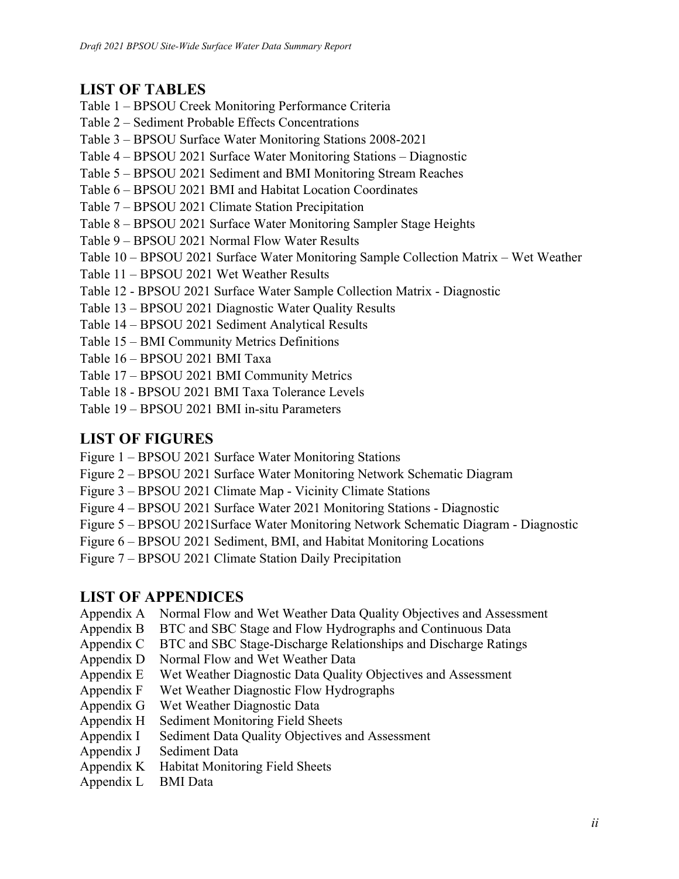## LIST OF TABLES

Table 1 – BPSOU Creek Monitoring Performance Criteria
Table 2 – Sediment Probable Effects Concentrations
Table 3 – BPSOU Surface Water Monitoring Stations 2008-2021
Table 4 – BPSOU 2021 Surface Water Monitoring Stations – Diagnostic
Table 5 – BPSOU 2021 Sediment and BMI Monitoring Stream Reaches
Table 6 – BPSOU 2021 BMI and Habitat Location Coordinates
Table 7 – BPSOU 2021 Climate Station Precipitation
Table 8 – BPSOU 2021 Surface Water Monitoring Sampler Stage Heights
Table 9 – BPSOU 2021 Normal Flow Water Results
Table 10 – BPSOU 2021 Surface Water Monitoring Sample Collection Matrix – Wet Weather
Table 11 – BPSOU 2021 Wet Weather Results
Table 12 - BPSOU 2021 Surface Water Sample Collection Matrix - Diagnostic
Table 13 – BPSOU 2021 Diagnostic Water Quality Results
Table 14 – BPSOU 2021 Sediment Analytical Results
Table 15 – BMI Community Metrics Definitions
Table 16 – BPSOU 2021 BMI Taxa
Table 17 – BPSOU 2021 BMI Community Metrics
Table 18 - BPSOU 2021 BMI Taxa Tolerance Levels
Table 19 – BPSOU 2021 BMI in-situ Parameters

## LIST OF FIGURES

Figure 1 – BPSOU 2021 Surface Water Monitoring Stations
Figure 2 – BPSOU 2021 Surface Water Monitoring Network Schematic Diagram
Figure 3 – BPSOU 2021 Climate Map - Vicinity Climate Stations
Figure 4 – BPSOU 2021 Surface Water 2021 Monitoring Stations - Diagnostic
Figure 5 – BPSOU 2021Surface Water Monitoring Network Schematic Diagram - Diagnostic
Figure 6 – BPSOU 2021 Sediment, BMI, and Habitat Monitoring Locations
Figure 7 – BPSOU 2021 Climate Station Daily Precipitation

## LIST OF APPENDICES

Appendix A Normal Flow and Wet Weather Data Quality Objectives and Assessment
Appendix B BTC and SBC Stage and Flow Hydrographs and Continuous Data
Appendix C BTC and SBC Stage-Discharge Relationships and Discharge Ratings
Appendix D Normal Flow and Wet Weather Data
Appendix E Wet Weather Diagnostic Data Quality Objectives and Assessment
Appendix F Wet Weather Diagnostic Flow Hydrographs
Appendix G Wet Weather Diagnostic Data
Appendix H Sediment Monitoring Field Sheets
Appendix I Sediment Data Quality Objectives and Assessment
Appendix J Sediment Data
Appendix K Habitat Monitoring Field Sheets
Appendix L BMI Data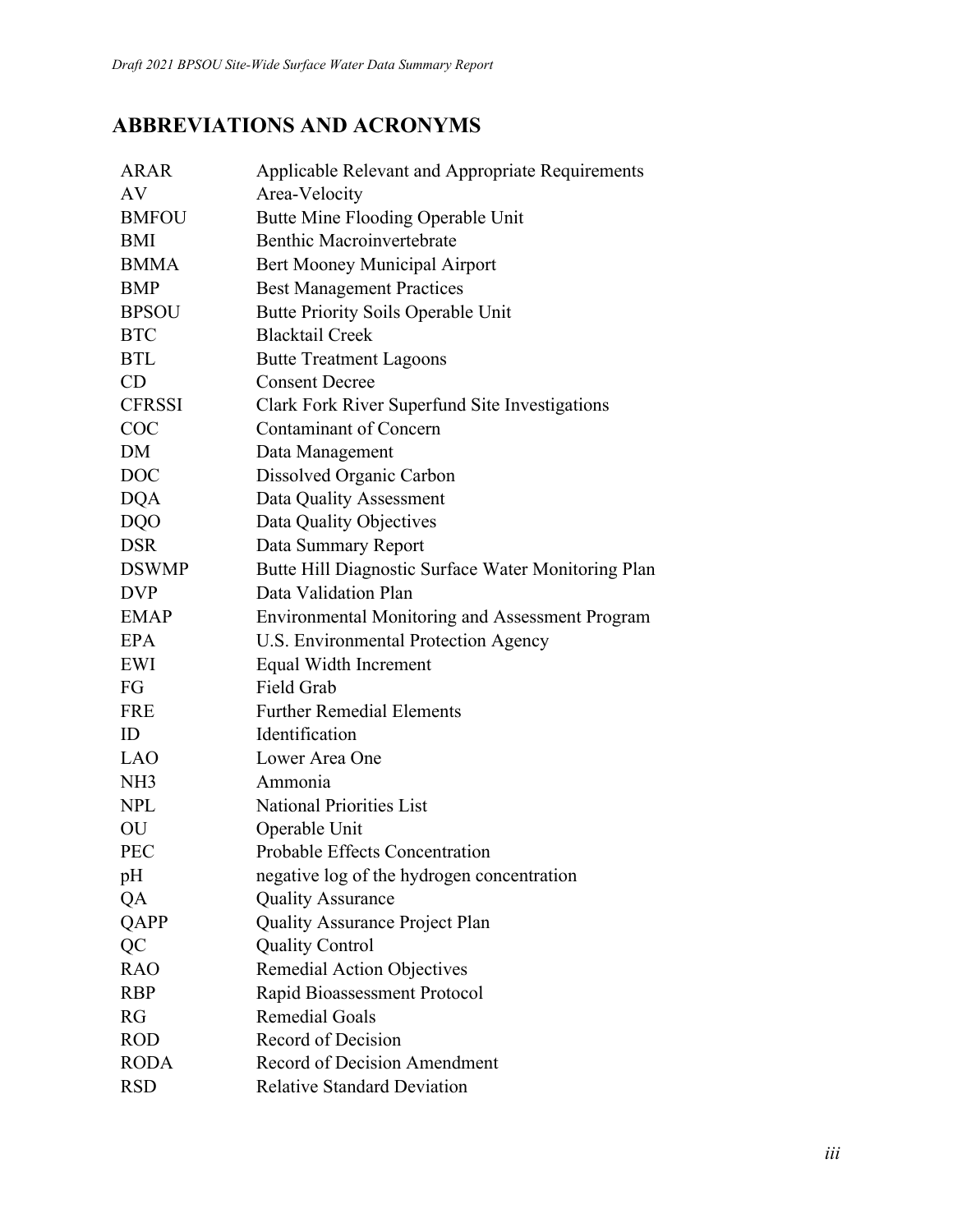## ABBREVIATIONS AND ACRONYMS

| | |
|---|---|
| ARAR | Applicable Relevant and Appropriate Requirements |
| AV | Area-Velocity |
| BMFOU | Butte Mine Flooding Operable Unit |
| BMI | Benthic Macroinvertebrate |
| BMMA | Bert Mooney Municipal Airport |
| BMP | Best Management Practices |
| BPSOU | Butte Priority Soils Operable Unit |
| BTC | Blacktail Creek |
| BTL | Butte Treatment Lagoons |
| CD | Consent Decree |
| CFRSSI | Clark Fork River Superfund Site Investigations |
| COC | Contaminant of Concern |
| DM | Data Management |
| DOC | Dissolved Organic Carbon |
| DQA | Data Quality Assessment |
| DQO | Data Quality Objectives |
| DSR | Data Summary Report |
| DSWMP | Butte Hill Diagnostic Surface Water Monitoring Plan |
| DVP | Data Validation Plan |
| EMAP | Environmental Monitoring and Assessment Program |
| EPA | U.S. Environmental Protection Agency |
| EWI | Equal Width Increment |
| FG | Field Grab |
| FRE | Further Remedial Elements |
| ID | Identification |
| LAO | Lower Area One |
| NH3 | Ammonia |
| NPL | National Priorities List |
| OU | Operable Unit |
| PEC | Probable Effects Concentration |
| pH | negative log of the hydrogen concentration |
| QA | Quality Assurance |
| QAPP | Quality Assurance Project Plan |
| QC | Quality Control |
| RAO | Remedial Action Objectives |
| RBP | Rapid Bioassessment Protocol |
| RG | Remedial Goals |
| ROD | Record of Decision |
| RODA | Record of Decision Amendment |
| RSD | Relative Standard Deviation |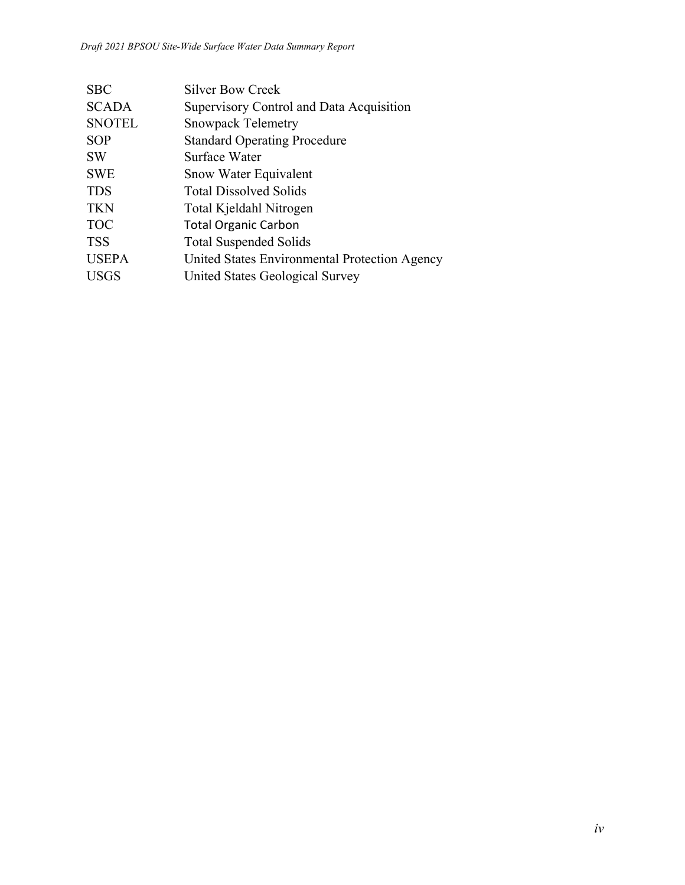| | |
|---|---|
| SBC | Silver Bow Creek |
| SCADA | Supervisory Control and Data Acquisition |
| SNOTEL | Snowpack Telemetry |
| SOP | Standard Operating Procedure |
| SW | Surface Water |
| SWE | Snow Water Equivalent |
| TDS | Total Dissolved Solids |
| TKN | Total Kjeldahl Nitrogen |
| TOC | Total Organic Carbon |
| TSS | Total Suspended Solids |
| USEPA | United States Environmental Protection Agency |
| USGS | United States Geological Survey |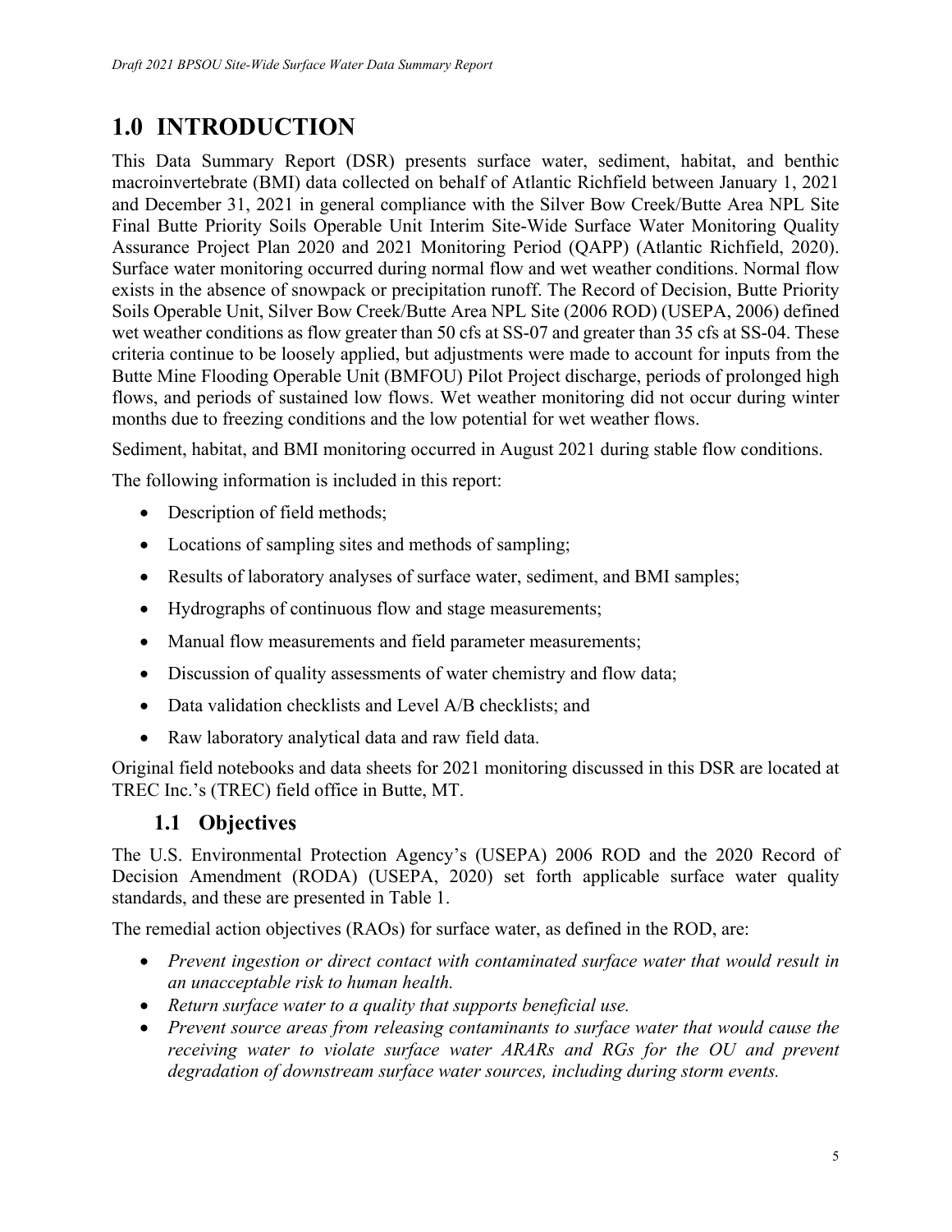# 1.0 INTRODUCTION

This Data Summary Report (DSR) presents surface water, sediment, habitat, and benthic macroinvertebrate (BMI) data collected on behalf of Atlantic Richfield between January 1, 2021 and December 31, 2021 in general compliance with the Silver Bow Creek/Butte Area NPL Site Final Butte Priority Soils Operable Unit Interim Site-Wide Surface Water Monitoring Quality Assurance Project Plan 2020 and 2021 Monitoring Period (QAPP) (Atlantic Richfield, 2020). Surface water monitoring occurred during normal flow and wet weather conditions. Normal flow exists in the absence of snowpack or precipitation runoff. The Record of Decision, Butte Priority Soils Operable Unit, Silver Bow Creek/Butte Area NPL Site (2006 ROD) (USEPA, 2006) defined wet weather conditions as flow greater than 50 cfs at SS-07 and greater than 35 cfs at SS-04. These criteria continue to be loosely applied, but adjustments were made to account for inputs from the Butte Mine Flooding Operable Unit (BMFOU) Pilot Project discharge, periods of prolonged high flows, and periods of sustained low flows. Wet weather monitoring did not occur during winter months due to freezing conditions and the low potential for wet weather flows.

Sediment, habitat, and BMI monitoring occurred in August 2021 during stable flow conditions.

The following information is included in this report:

- Description of field methods;
- Locations of sampling sites and methods of sampling;
- Results of laboratory analyses of surface water, sediment, and BMI samples;
- Hydrographs of continuous flow and stage measurements;
- Manual flow measurements and field parameter measurements;
- Discussion of quality assessments of water chemistry and flow data;
- Data validation checklists and Level A/B checklists; and
- Raw laboratory analytical data and raw field data.

Original field notebooks and data sheets for 2021 monitoring discussed in this DSR are located at TREC Inc.'s (TREC) field office in Butte, MT.

## 1.1 Objectives

The U.S. Environmental Protection Agency's (USEPA) 2006 ROD and the 2020 Record of Decision Amendment (RODA) (USEPA, 2020) set forth applicable surface water quality standards, and these are presented in Table 1.

The remedial action objectives (RAOs) for surface water, as defined in the ROD, are:

- *Prevent ingestion or direct contact with contaminated surface water that would result in an unacceptable risk to human health.*
- *Return surface water to a quality that supports beneficial use.*
- *Prevent source areas from releasing contaminants to surface water that would cause the receiving water to violate surface water ARARs and RGs for the OU and prevent degradation of downstream surface water sources, including during storm events.*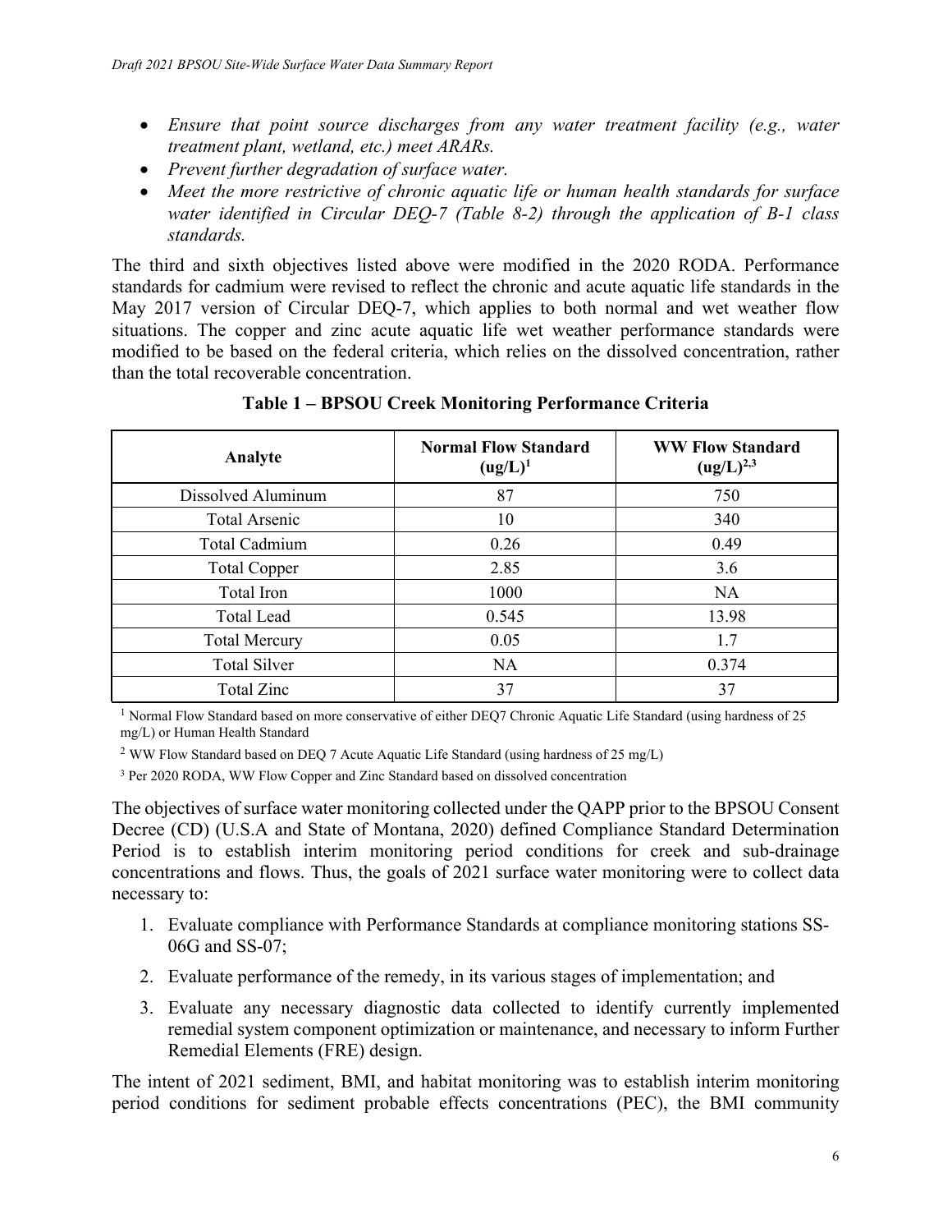- *Ensure that point source discharges from any water treatment facility (e.g., water treatment plant, wetland, etc.) meet ARARs.*
- *Prevent further degradation of surface water.*
- *Meet the more restrictive of chronic aquatic life or human health standards for surface water identified in Circular DEQ-7 (Table 8-2) through the application of B-1 class standards.*

The third and sixth objectives listed above were modified in the 2020 RODA. Performance standards for cadmium were revised to reflect the chronic and acute aquatic life standards in the May 2017 version of Circular DEQ-7, which applies to both normal and wet weather flow situations. The copper and zinc acute aquatic life wet weather performance standards were modified to be based on the federal criteria, which relies on the dissolved concentration, rather than the total recoverable concentration.

**Table 1 – BPSOU Creek Monitoring Performance Criteria**

| Analyte | Normal Flow Standard (ug/L)[1] | WW Flow Standard (ug/L)[2,3] |
|---|---|---|
| Dissolved Aluminum | 87 | 750 |
| Total Arsenic | 10 | 340 |
| Total Cadmium | 0.26 | 0.49 |
| Total Copper | 2.85 | 3.6 |
| Total Iron | 1000 | NA |
| Total Lead | 0.545 | 13.98 |
| Total Mercury | 0.05 | 1.7 |
| Total Silver | NA | 0.374 |
| Total Zinc | 37 | 37 |

[1] Normal Flow Standard based on more conservative of either DEQ7 Chronic Aquatic Life Standard (using hardness of 25 mg/L) or Human Health Standard

[2] WW Flow Standard based on DEQ 7 Acute Aquatic Life Standard (using hardness of 25 mg/L)

[3] Per 2020 RODA, WW Flow Copper and Zinc Standard based on dissolved concentration

The objectives of surface water monitoring collected under the QAPP prior to the BPSOU Consent Decree (CD) (U.S.A and State of Montana, 2020) defined Compliance Standard Determination Period is to establish interim monitoring period conditions for creek and sub-drainage concentrations and flows. Thus, the goals of 2021 surface water monitoring were to collect data necessary to:

1. Evaluate compliance with Performance Standards at compliance monitoring stations SS-06G and SS-07;
2. Evaluate performance of the remedy, in its various stages of implementation; and
3. Evaluate any necessary diagnostic data collected to identify currently implemented remedial system component optimization or maintenance, and necessary to inform Further Remedial Elements (FRE) design.

The intent of 2021 sediment, BMI, and habitat monitoring was to establish interim monitoring period conditions for sediment probable effects concentrations (PEC), the BMI community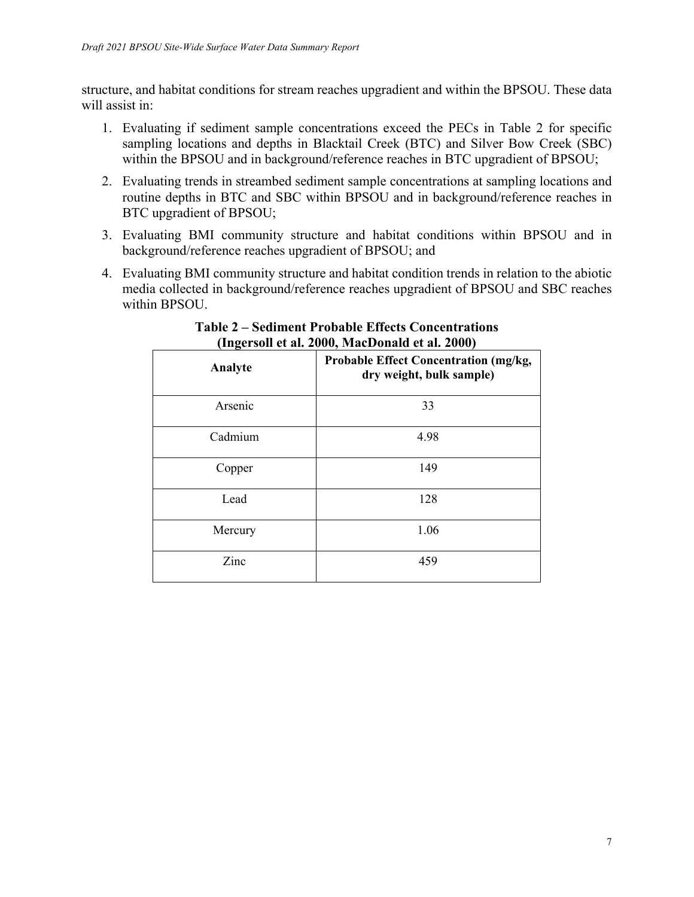structure, and habitat conditions for stream reaches upgradient and within the BPSOU. These data will assist in:

1. Evaluating if sediment sample concentrations exceed the PECs in Table 2 for specific sampling locations and depths in Blacktail Creek (BTC) and Silver Bow Creek (SBC) within the BPSOU and in background/reference reaches in BTC upgradient of BPSOU;
2. Evaluating trends in streambed sediment sample concentrations at sampling locations and routine depths in BTC and SBC within BPSOU and in background/reference reaches in BTC upgradient of BPSOU;
3. Evaluating BMI community structure and habitat conditions within BPSOU and in background/reference reaches upgradient of BPSOU; and
4. Evaluating BMI community structure and habitat condition trends in relation to the abiotic media collected in background/reference reaches upgradient of BPSOU and SBC reaches within BPSOU.

**Table 2 – Sediment Probable Effects Concentrations (Ingersoll et al. 2000, MacDonald et al. 2000)**

| Analyte | Probable Effect Concentration (mg/kg, dry weight, bulk sample) |
|---|---|
| Arsenic | 33 |
| Cadmium | 4.98 |
| Copper | 149 |
| Lead | 128 |
| Mercury | 1.06 |
| Zinc | 459 |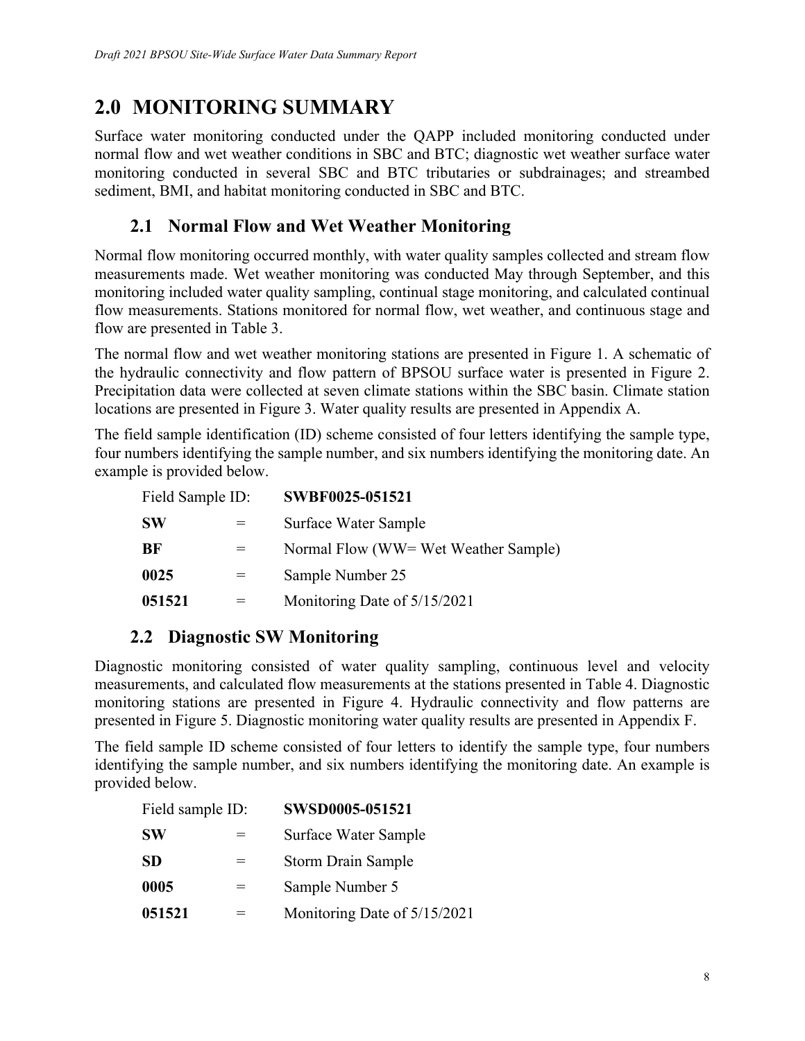# 2.0 MONITORING SUMMARY

Surface water monitoring conducted under the QAPP included monitoring conducted under normal flow and wet weather conditions in SBC and BTC; diagnostic wet weather surface water monitoring conducted in several SBC and BTC tributaries or subdrainages; and streambed sediment, BMI, and habitat monitoring conducted in SBC and BTC.

## 2.1 Normal Flow and Wet Weather Monitoring

Normal flow monitoring occurred monthly, with water quality samples collected and stream flow measurements made. Wet weather monitoring was conducted May through September, and this monitoring included water quality sampling, continual stage monitoring, and calculated continual flow measurements. Stations monitored for normal flow, wet weather, and continuous stage and flow are presented in Table 3.

The normal flow and wet weather monitoring stations are presented in Figure 1. A schematic of the hydraulic connectivity and flow pattern of BPSOU surface water is presented in Figure 2. Precipitation data were collected at seven climate stations within the SBC basin. Climate station locations are presented in Figure 3. Water quality results are presented in Appendix A.

The field sample identification (ID) scheme consisted of four letters identifying the sample type, four numbers identifying the sample number, and six numbers identifying the monitoring date. An example is provided below.

| Field Sample ID: | | **SWBF0025-051521** |
|---|---|---|
| **SW** | = | Surface Water Sample |
| **BF** | = | Normal Flow (WW= Wet Weather Sample) |
| **0025** | = | Sample Number 25 |
| **051521** | = | Monitoring Date of 5/15/2021 |

## 2.2 Diagnostic SW Monitoring

Diagnostic monitoring consisted of water quality sampling, continuous level and velocity measurements, and calculated flow measurements at the stations presented in Table 4. Diagnostic monitoring stations are presented in Figure 4. Hydraulic connectivity and flow patterns are presented in Figure 5. Diagnostic monitoring water quality results are presented in Appendix F.

The field sample ID scheme consisted of four letters to identify the sample type, four numbers identifying the sample number, and six numbers identifying the monitoring date. An example is provided below.

| Field sample ID: | | **SWSD0005-051521** |
|---|---|---|
| **SW** | = | Surface Water Sample |
| **SD** | = | Storm Drain Sample |
| **0005** | = | Sample Number 5 |
| **051521** | = | Monitoring Date of 5/15/2021 |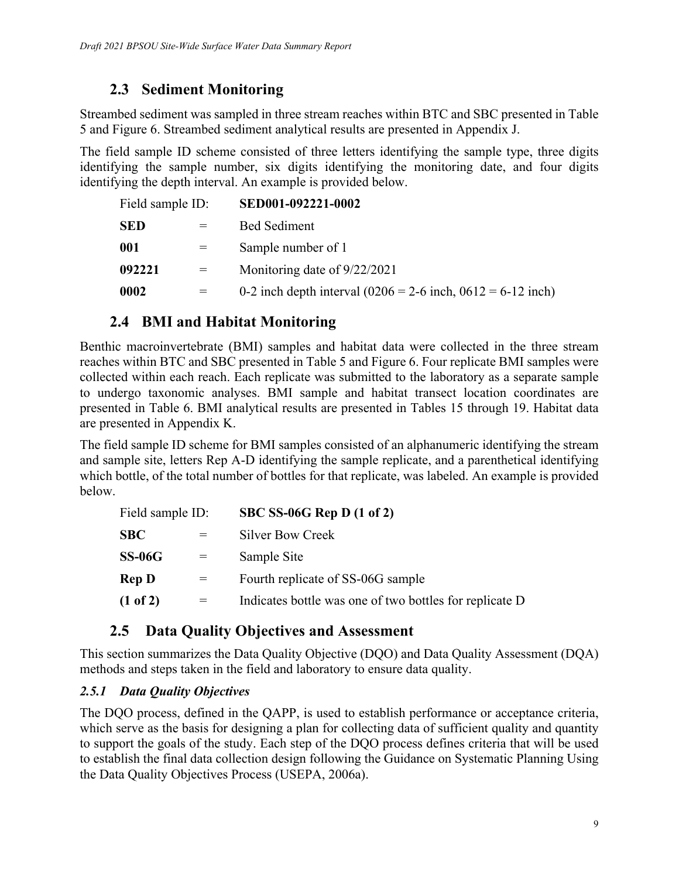## 2.3 Sediment Monitoring

Streambed sediment was sampled in three stream reaches within BTC and SBC presented in Table 5 and Figure 6. Streambed sediment analytical results are presented in Appendix J.

The field sample ID scheme consisted of three letters identifying the sample type, three digits identifying the sample number, six digits identifying the monitoring date, and four digits identifying the depth interval. An example is provided below.

| Field sample ID: | | **SED001-092221-0002** |
|---|---|---|
| **SED** | = | Bed Sediment |
| **001** | = | Sample number of 1 |
| **092221** | = | Monitoring date of 9/22/2021 |
| **0002** | = | 0-2 inch depth interval (0206 = 2-6 inch, 0612 = 6-12 inch) |

## 2.4 BMI and Habitat Monitoring

Benthic macroinvertebrate (BMI) samples and habitat data were collected in the three stream reaches within BTC and SBC presented in Table 5 and Figure 6. Four replicate BMI samples were collected within each reach. Each replicate was submitted to the laboratory as a separate sample to undergo taxonomic analyses. BMI sample and habitat transect location coordinates are presented in Table 6. BMI analytical results are presented in Tables 15 through 19. Habitat data are presented in Appendix K.

The field sample ID scheme for BMI samples consisted of an alphanumeric identifying the stream and sample site, letters Rep A-D identifying the sample replicate, and a parenthetical identifying which bottle, of the total number of bottles for that replicate, was labeled. An example is provided below.

| Field sample ID: | | **SBC SS-06G Rep D (1 of 2)** |
|---|---|---|
| **SBC** | = | Silver Bow Creek |
| **SS-06G** | = | Sample Site |
| **Rep D** | = | Fourth replicate of SS-06G sample |
| **(1 of 2)** | = | Indicates bottle was one of two bottles for replicate D |

## 2.5 Data Quality Objectives and Assessment

This section summarizes the Data Quality Objective (DQO) and Data Quality Assessment (DQA) methods and steps taken in the field and laboratory to ensure data quality.

### *2.5.1 Data Quality Objectives*

The DQO process, defined in the QAPP, is used to establish performance or acceptance criteria, which serve as the basis for designing a plan for collecting data of sufficient quality and quantity to support the goals of the study. Each step of the DQO process defines criteria that will be used to establish the final data collection design following the Guidance on Systematic Planning Using the Data Quality Objectives Process (USEPA, 2006a).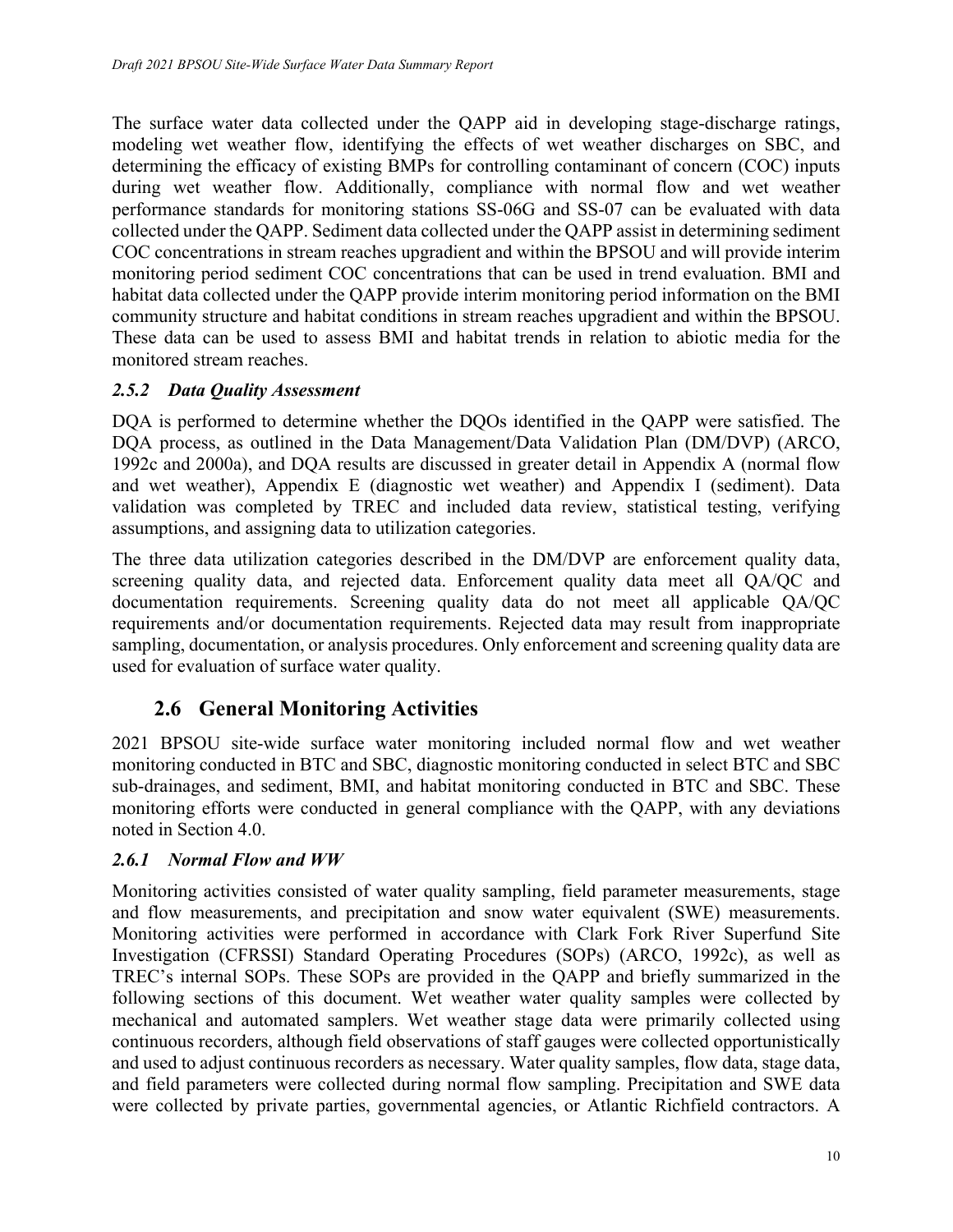The surface water data collected under the QAPP aid in developing stage-discharge ratings, modeling wet weather flow, identifying the effects of wet weather discharges on SBC, and determining the efficacy of existing BMPs for controlling contaminant of concern (COC) inputs during wet weather flow. Additionally, compliance with normal flow and wet weather performance standards for monitoring stations SS-06G and SS-07 can be evaluated with data collected under the QAPP. Sediment data collected under the QAPP assist in determining sediment COC concentrations in stream reaches upgradient and within the BPSOU and will provide interim monitoring period sediment COC concentrations that can be used in trend evaluation. BMI and habitat data collected under the QAPP provide interim monitoring period information on the BMI community structure and habitat conditions in stream reaches upgradient and within the BPSOU. These data can be used to assess BMI and habitat trends in relation to abiotic media for the monitored stream reaches.

### *2.5.2 Data Quality Assessment*

DQA is performed to determine whether the DQOs identified in the QAPP were satisfied. The DQA process, as outlined in the Data Management/Data Validation Plan (DM/DVP) (ARCO, 1992c and 2000a), and DQA results are discussed in greater detail in Appendix A (normal flow and wet weather), Appendix E (diagnostic wet weather) and Appendix I (sediment). Data validation was completed by TREC and included data review, statistical testing, verifying assumptions, and assigning data to utilization categories.

The three data utilization categories described in the DM/DVP are enforcement quality data, screening quality data, and rejected data. Enforcement quality data meet all QA/QC and documentation requirements. Screening quality data do not meet all applicable QA/QC requirements and/or documentation requirements. Rejected data may result from inappropriate sampling, documentation, or analysis procedures. Only enforcement and screening quality data are used for evaluation of surface water quality.

## 2.6 General Monitoring Activities

2021 BPSOU site-wide surface water monitoring included normal flow and wet weather monitoring conducted in BTC and SBC, diagnostic monitoring conducted in select BTC and SBC sub-drainages, and sediment, BMI, and habitat monitoring conducted in BTC and SBC. These monitoring efforts were conducted in general compliance with the QAPP, with any deviations noted in Section 4.0.

### *2.6.1 Normal Flow and WW*

Monitoring activities consisted of water quality sampling, field parameter measurements, stage and flow measurements, and precipitation and snow water equivalent (SWE) measurements. Monitoring activities were performed in accordance with Clark Fork River Superfund Site Investigation (CFRSSI) Standard Operating Procedures (SOPs) (ARCO, 1992c), as well as TREC's internal SOPs. These SOPs are provided in the QAPP and briefly summarized in the following sections of this document. Wet weather water quality samples were collected by mechanical and automated samplers. Wet weather stage data were primarily collected using continuous recorders, although field observations of staff gauges were collected opportunistically and used to adjust continuous recorders as necessary. Water quality samples, flow data, stage data, and field parameters were collected during normal flow sampling. Precipitation and SWE data were collected by private parties, governmental agencies, or Atlantic Richfield contractors. A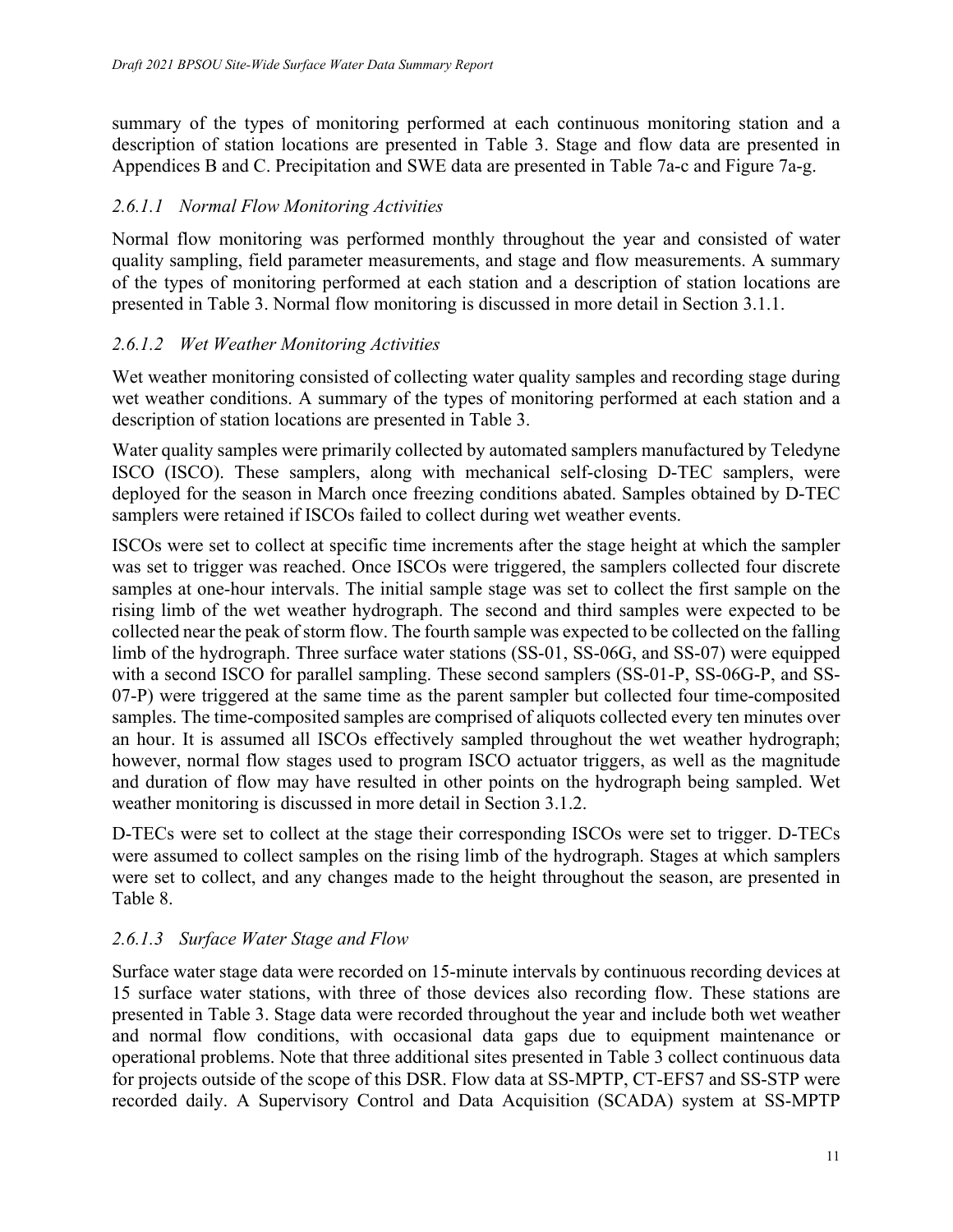summary of the types of monitoring performed at each continuous monitoring station and a description of station locations are presented in Table 3. Stage and flow data are presented in Appendices B and C. Precipitation and SWE data are presented in Table 7a-c and Figure 7a-g.

#### *2.6.1.1 Normal Flow Monitoring Activities*

Normal flow monitoring was performed monthly throughout the year and consisted of water quality sampling, field parameter measurements, and stage and flow measurements. A summary of the types of monitoring performed at each station and a description of station locations are presented in Table 3. Normal flow monitoring is discussed in more detail in Section 3.1.1.

#### *2.6.1.2 Wet Weather Monitoring Activities*

Wet weather monitoring consisted of collecting water quality samples and recording stage during wet weather conditions. A summary of the types of monitoring performed at each station and a description of station locations are presented in Table 3.

Water quality samples were primarily collected by automated samplers manufactured by Teledyne ISCO (ISCO). These samplers, along with mechanical self-closing D-TEC samplers, were deployed for the season in March once freezing conditions abated. Samples obtained by D-TEC samplers were retained if ISCOs failed to collect during wet weather events.

ISCOs were set to collect at specific time increments after the stage height at which the sampler was set to trigger was reached. Once ISCOs were triggered, the samplers collected four discrete samples at one-hour intervals. The initial sample stage was set to collect the first sample on the rising limb of the wet weather hydrograph. The second and third samples were expected to be collected near the peak of storm flow. The fourth sample was expected to be collected on the falling limb of the hydrograph. Three surface water stations (SS-01, SS-06G, and SS-07) were equipped with a second ISCO for parallel sampling. These second samplers (SS-01-P, SS-06G-P, and SS-07-P) were triggered at the same time as the parent sampler but collected four time-composited samples. The time-composited samples are comprised of aliquots collected every ten minutes over an hour. It is assumed all ISCOs effectively sampled throughout the wet weather hydrograph; however, normal flow stages used to program ISCO actuator triggers, as well as the magnitude and duration of flow may have resulted in other points on the hydrograph being sampled. Wet weather monitoring is discussed in more detail in Section 3.1.2.

D-TECs were set to collect at the stage their corresponding ISCOs were set to trigger. D-TECs were assumed to collect samples on the rising limb of the hydrograph. Stages at which samplers were set to collect, and any changes made to the height throughout the season, are presented in Table 8.

#### *2.6.1.3 Surface Water Stage and Flow*

Surface water stage data were recorded on 15-minute intervals by continuous recording devices at 15 surface water stations, with three of those devices also recording flow. These stations are presented in Table 3. Stage data were recorded throughout the year and include both wet weather and normal flow conditions, with occasional data gaps due to equipment maintenance or operational problems. Note that three additional sites presented in Table 3 collect continuous data for projects outside of the scope of this DSR. Flow data at SS-MPTP, CT-EFS7 and SS-STP were recorded daily. A Supervisory Control and Data Acquisition (SCADA) system at SS-MPTP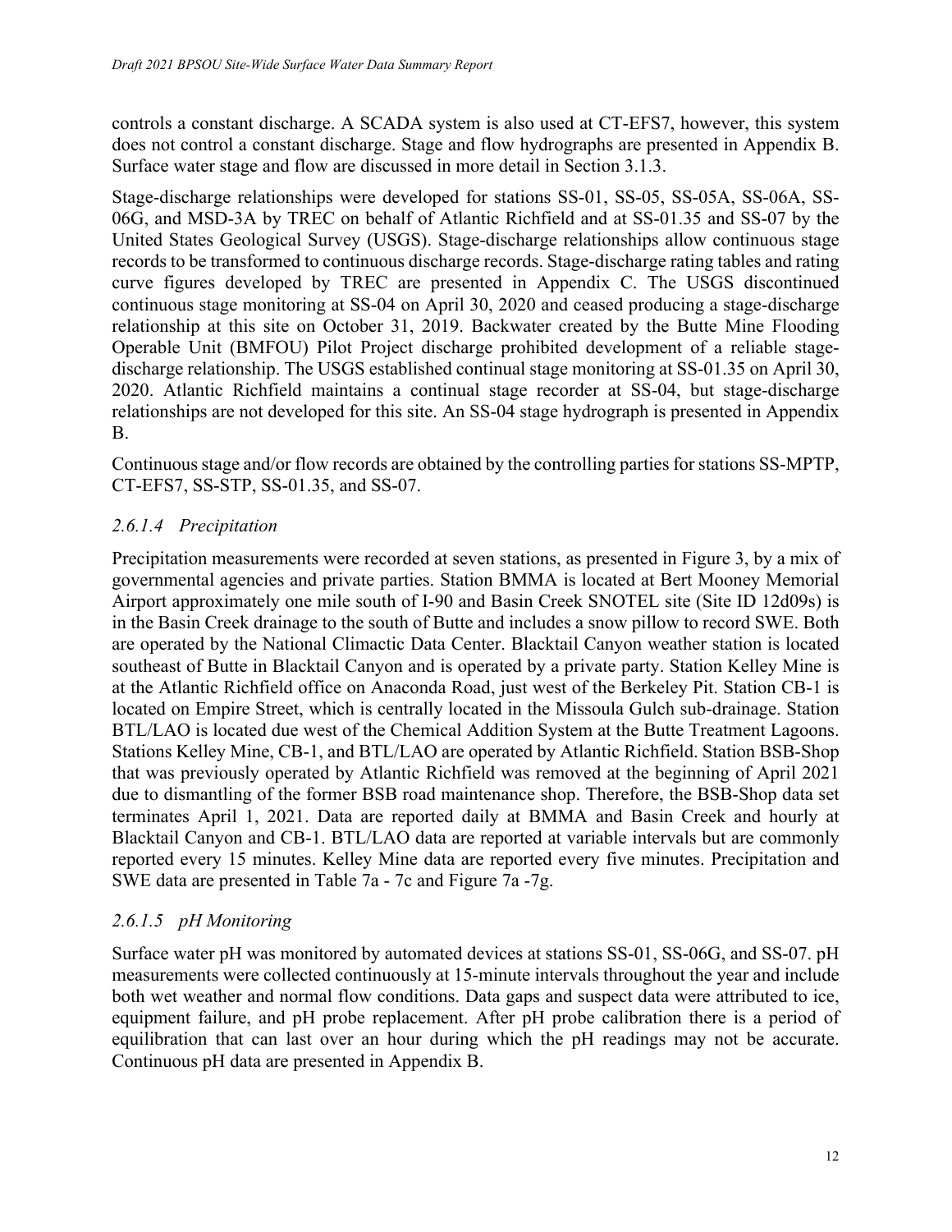controls a constant discharge. A SCADA system is also used at CT-EFS7, however, this system does not control a constant discharge. Stage and flow hydrographs are presented in Appendix B. Surface water stage and flow are discussed in more detail in Section 3.1.3.

Stage-discharge relationships were developed for stations SS-01, SS-05, SS-05A, SS-06A, SS-06G, and MSD-3A by TREC on behalf of Atlantic Richfield and at SS-01.35 and SS-07 by the United States Geological Survey (USGS). Stage-discharge relationships allow continuous stage records to be transformed to continuous discharge records. Stage-discharge rating tables and rating curve figures developed by TREC are presented in Appendix C. The USGS discontinued continuous stage monitoring at SS-04 on April 30, 2020 and ceased producing a stage-discharge relationship at this site on October 31, 2019. Backwater created by the Butte Mine Flooding Operable Unit (BMFOU) Pilot Project discharge prohibited development of a reliable stage-discharge relationship. The USGS established continual stage monitoring at SS-01.35 on April 30, 2020. Atlantic Richfield maintains a continual stage recorder at SS-04, but stage-discharge relationships are not developed for this site. An SS-04 stage hydrograph is presented in Appendix B.

Continuous stage and/or flow records are obtained by the controlling parties for stations SS-MPTP, CT-EFS7, SS-STP, SS-01.35, and SS-07.

#### *2.6.1.4 Precipitation*

Precipitation measurements were recorded at seven stations, as presented in Figure 3, by a mix of governmental agencies and private parties. Station BMMA is located at Bert Mooney Memorial Airport approximately one mile south of I-90 and Basin Creek SNOTEL site (Site ID 12d09s) is in the Basin Creek drainage to the south of Butte and includes a snow pillow to record SWE. Both are operated by the National Climactic Data Center. Blacktail Canyon weather station is located southeast of Butte in Blacktail Canyon and is operated by a private party. Station Kelley Mine is at the Atlantic Richfield office on Anaconda Road, just west of the Berkeley Pit. Station CB-1 is located on Empire Street, which is centrally located in the Missoula Gulch sub-drainage. Station BTL/LAO is located due west of the Chemical Addition System at the Butte Treatment Lagoons. Stations Kelley Mine, CB-1, and BTL/LAO are operated by Atlantic Richfield. Station BSB-Shop that was previously operated by Atlantic Richfield was removed at the beginning of April 2021 due to dismantling of the former BSB road maintenance shop. Therefore, the BSB-Shop data set terminates April 1, 2021. Data are reported daily at BMMA and Basin Creek and hourly at Blacktail Canyon and CB-1. BTL/LAO data are reported at variable intervals but are commonly reported every 15 minutes. Kelley Mine data are reported every five minutes. Precipitation and SWE data are presented in Table 7a - 7c and Figure 7a -7g.

#### *2.6.1.5 pH Monitoring*

Surface water pH was monitored by automated devices at stations SS-01, SS-06G, and SS-07. pH measurements were collected continuously at 15-minute intervals throughout the year and include both wet weather and normal flow conditions. Data gaps and suspect data were attributed to ice, equipment failure, and pH probe replacement. After pH probe calibration there is a period of equilibration that can last over an hour during which the pH readings may not be accurate. Continuous pH data are presented in Appendix B.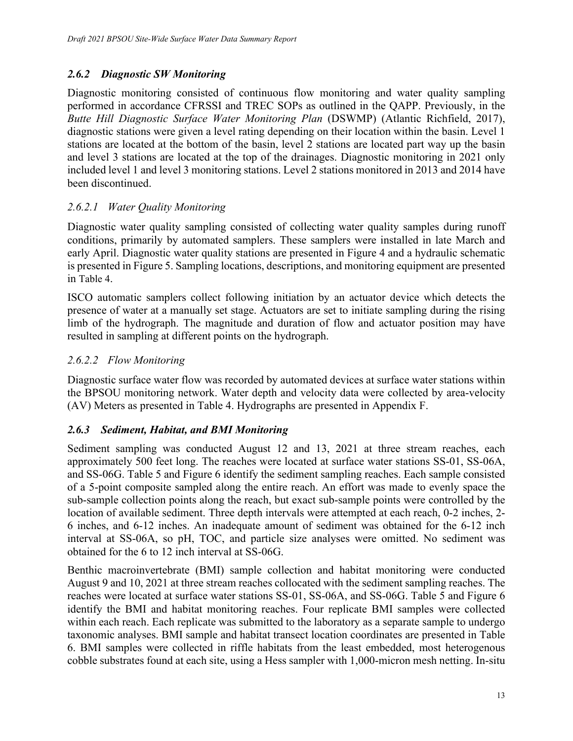### *2.6.2 Diagnostic SW Monitoring*

Diagnostic monitoring consisted of continuous flow monitoring and water quality sampling performed in accordance CFRSSI and TREC SOPs as outlined in the QAPP. Previously, in the *Butte Hill Diagnostic Surface Water Monitoring Plan* (DSWMP) (Atlantic Richfield, 2017), diagnostic stations were given a level rating depending on their location within the basin. Level 1 stations are located at the bottom of the basin, level 2 stations are located part way up the basin and level 3 stations are located at the top of the drainages. Diagnostic monitoring in 2021 only included level 1 and level 3 monitoring stations. Level 2 stations monitored in 2013 and 2014 have been discontinued.

#### *2.6.2.1 Water Quality Monitoring*

Diagnostic water quality sampling consisted of collecting water quality samples during runoff conditions, primarily by automated samplers. These samplers were installed in late March and early April. Diagnostic water quality stations are presented in Figure 4 and a hydraulic schematic is presented in Figure 5. Sampling locations, descriptions, and monitoring equipment are presented in Table 4.

ISCO automatic samplers collect following initiation by an actuator device which detects the presence of water at a manually set stage. Actuators are set to initiate sampling during the rising limb of the hydrograph. The magnitude and duration of flow and actuator position may have resulted in sampling at different points on the hydrograph.

#### *2.6.2.2 Flow Monitoring*

Diagnostic surface water flow was recorded by automated devices at surface water stations within the BPSOU monitoring network. Water depth and velocity data were collected by area-velocity (AV) Meters as presented in Table 4. Hydrographs are presented in Appendix F.

### *2.6.3 Sediment, Habitat, and BMI Monitoring*

Sediment sampling was conducted August 12 and 13, 2021 at three stream reaches, each approximately 500 feet long. The reaches were located at surface water stations SS-01, SS-06A, and SS-06G. Table 5 and Figure 6 identify the sediment sampling reaches. Each sample consisted of a 5-point composite sampled along the entire reach. An effort was made to evenly space the sub-sample collection points along the reach, but exact sub-sample points were controlled by the location of available sediment. Three depth intervals were attempted at each reach, 0-2 inches, 2-6 inches, and 6-12 inches. An inadequate amount of sediment was obtained for the 6-12 inch interval at SS-06A, so pH, TOC, and particle size analyses were omitted. No sediment was obtained for the 6 to 12 inch interval at SS-06G.

Benthic macroinvertebrate (BMI) sample collection and habitat monitoring were conducted August 9 and 10, 2021 at three stream reaches collocated with the sediment sampling reaches. The reaches were located at surface water stations SS-01, SS-06A, and SS-06G. Table 5 and Figure 6 identify the BMI and habitat monitoring reaches. Four replicate BMI samples were collected within each reach. Each replicate was submitted to the laboratory as a separate sample to undergo taxonomic analyses. BMI sample and habitat transect location coordinates are presented in Table 6. BMI samples were collected in riffle habitats from the least embedded, most heterogenous cobble substrates found at each site, using a Hess sampler with 1,000-micron mesh netting. In-situ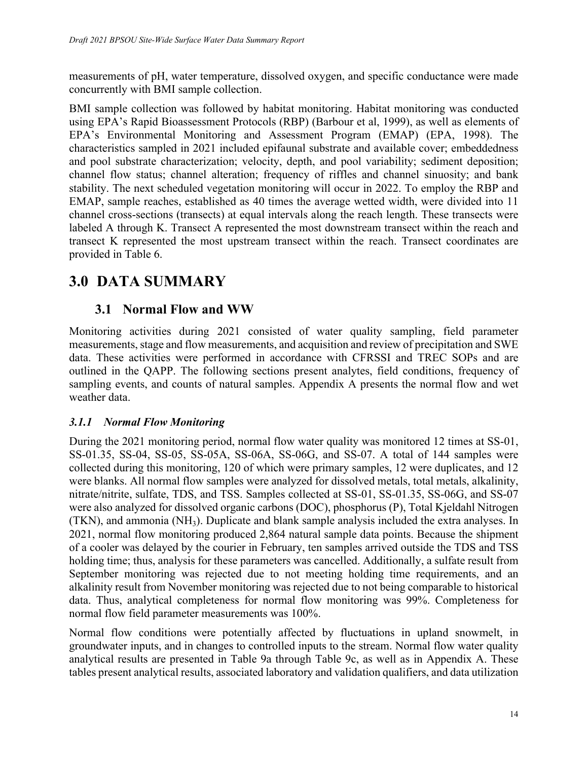measurements of pH, water temperature, dissolved oxygen, and specific conductance were made concurrently with BMI sample collection.

BMI sample collection was followed by habitat monitoring. Habitat monitoring was conducted using EPA's Rapid Bioassessment Protocols (RBP) (Barbour et al, 1999), as well as elements of EPA's Environmental Monitoring and Assessment Program (EMAP) (EPA, 1998). The characteristics sampled in 2021 included epifaunal substrate and available cover; embeddedness and pool substrate characterization; velocity, depth, and pool variability; sediment deposition; channel flow status; channel alteration; frequency of riffles and channel sinuosity; and bank stability. The next scheduled vegetation monitoring will occur in 2022. To employ the RBP and EMAP, sample reaches, established as 40 times the average wetted width, were divided into 11 channel cross-sections (transects) at equal intervals along the reach length. These transects were labeled A through K. Transect A represented the most downstream transect within the reach and transect K represented the most upstream transect within the reach. Transect coordinates are provided in Table 6.

# 3.0 DATA SUMMARY

## 3.1 Normal Flow and WW

Monitoring activities during 2021 consisted of water quality sampling, field parameter measurements, stage and flow measurements, and acquisition and review of precipitation and SWE data. These activities were performed in accordance with CFRSSI and TREC SOPs and are outlined in the QAPP. The following sections present analytes, field conditions, frequency of sampling events, and counts of natural samples. Appendix A presents the normal flow and wet weather data.

### *3.1.1 Normal Flow Monitoring*

During the 2021 monitoring period, normal flow water quality was monitored 12 times at SS-01, SS-01.35, SS-04, SS-05, SS-05A, SS-06A, SS-06G, and SS-07. A total of 144 samples were collected during this monitoring, 120 of which were primary samples, 12 were duplicates, and 12 were blanks. All normal flow samples were analyzed for dissolved metals, total metals, alkalinity, nitrate/nitrite, sulfate, TDS, and TSS. Samples collected at SS-01, SS-01.35, SS-06G, and SS-07 were also analyzed for dissolved organic carbons (DOC), phosphorus (P), Total Kjeldahl Nitrogen (TKN), and ammonia ($NH_3$). Duplicate and blank sample analysis included the extra analyses. In 2021, normal flow monitoring produced 2,864 natural sample data points. Because the shipment of a cooler was delayed by the courier in February, ten samples arrived outside the TDS and TSS holding time; thus, analysis for these parameters was cancelled. Additionally, a sulfate result from September monitoring was rejected due to not meeting holding time requirements, and an alkalinity result from November monitoring was rejected due to not being comparable to historical data. Thus, analytical completeness for normal flow monitoring was 99%. Completeness for normal flow field parameter measurements was 100%.

Normal flow conditions were potentially affected by fluctuations in upland snowmelt, in groundwater inputs, and in changes to controlled inputs to the stream. Normal flow water quality analytical results are presented in Table 9a through Table 9c, as well as in Appendix A. These tables present analytical results, associated laboratory and validation qualifiers, and data utilization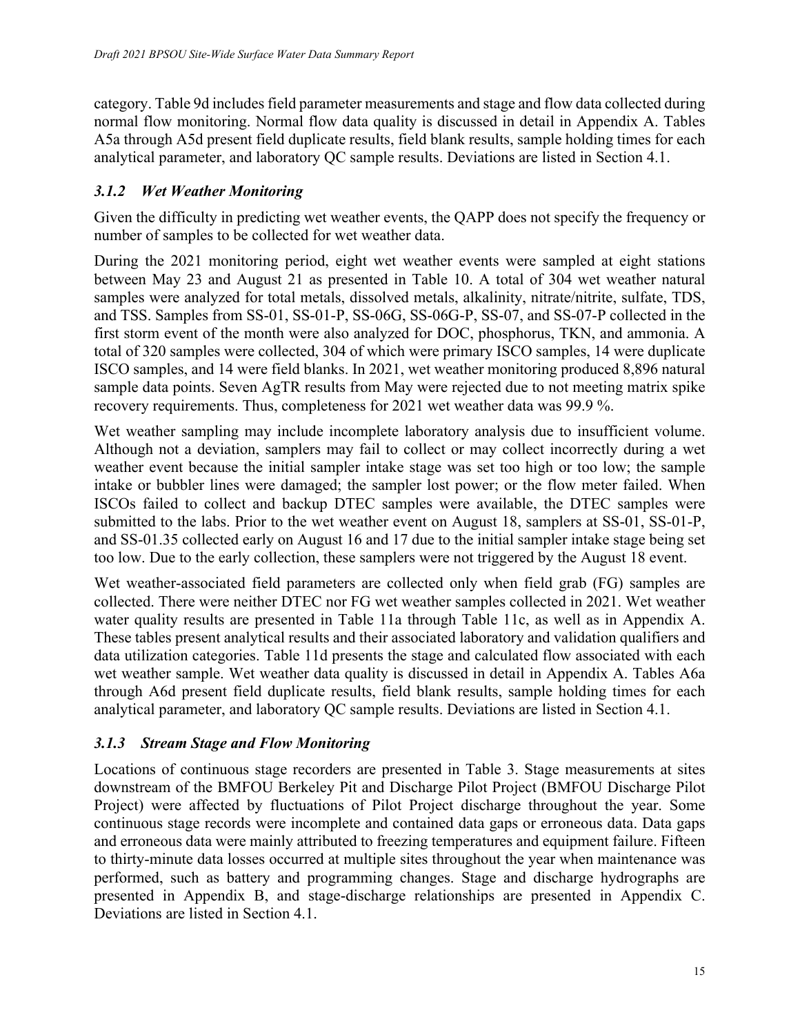category. Table 9d includes field parameter measurements and stage and flow data collected during normal flow monitoring. Normal flow data quality is discussed in detail in Appendix A. Tables A5a through A5d present field duplicate results, field blank results, sample holding times for each analytical parameter, and laboratory QC sample results. Deviations are listed in Section 4.1.

### *3.1.2 Wet Weather Monitoring*

Given the difficulty in predicting wet weather events, the QAPP does not specify the frequency or number of samples to be collected for wet weather data.

During the 2021 monitoring period, eight wet weather events were sampled at eight stations between May 23 and August 21 as presented in Table 10. A total of 304 wet weather natural samples were analyzed for total metals, dissolved metals, alkalinity, nitrate/nitrite, sulfate, TDS, and TSS. Samples from SS-01, SS-01-P, SS-06G, SS-06G-P, SS-07, and SS-07-P collected in the first storm event of the month were also analyzed for DOC, phosphorus, TKN, and ammonia. A total of 320 samples were collected, 304 of which were primary ISCO samples, 14 were duplicate ISCO samples, and 14 were field blanks. In 2021, wet weather monitoring produced 8,896 natural sample data points. Seven AgTR results from May were rejected due to not meeting matrix spike recovery requirements. Thus, completeness for 2021 wet weather data was 99.9 %.

Wet weather sampling may include incomplete laboratory analysis due to insufficient volume. Although not a deviation, samplers may fail to collect or may collect incorrectly during a wet weather event because the initial sampler intake stage was set too high or too low; the sample intake or bubbler lines were damaged; the sampler lost power; or the flow meter failed. When ISCOs failed to collect and backup DTEC samples were available, the DTEC samples were submitted to the labs. Prior to the wet weather event on August 18, samplers at SS-01, SS-01-P, and SS-01.35 collected early on August 16 and 17 due to the initial sampler intake stage being set too low. Due to the early collection, these samplers were not triggered by the August 18 event.

Wet weather-associated field parameters are collected only when field grab (FG) samples are collected. There were neither DTEC nor FG wet weather samples collected in 2021. Wet weather water quality results are presented in Table 11a through Table 11c, as well as in Appendix A. These tables present analytical results and their associated laboratory and validation qualifiers and data utilization categories. Table 11d presents the stage and calculated flow associated with each wet weather sample. Wet weather data quality is discussed in detail in Appendix A. Tables A6a through A6d present field duplicate results, field blank results, sample holding times for each analytical parameter, and laboratory QC sample results. Deviations are listed in Section 4.1.

### *3.1.3 Stream Stage and Flow Monitoring*

Locations of continuous stage recorders are presented in Table 3. Stage measurements at sites downstream of the BMFOU Berkeley Pit and Discharge Pilot Project (BMFOU Discharge Pilot Project) were affected by fluctuations of Pilot Project discharge throughout the year. Some continuous stage records were incomplete and contained data gaps or erroneous data. Data gaps and erroneous data were mainly attributed to freezing temperatures and equipment failure. Fifteen to thirty-minute data losses occurred at multiple sites throughout the year when maintenance was performed, such as battery and programming changes. Stage and discharge hydrographs are presented in Appendix B, and stage-discharge relationships are presented in Appendix C. Deviations are listed in Section 4.1.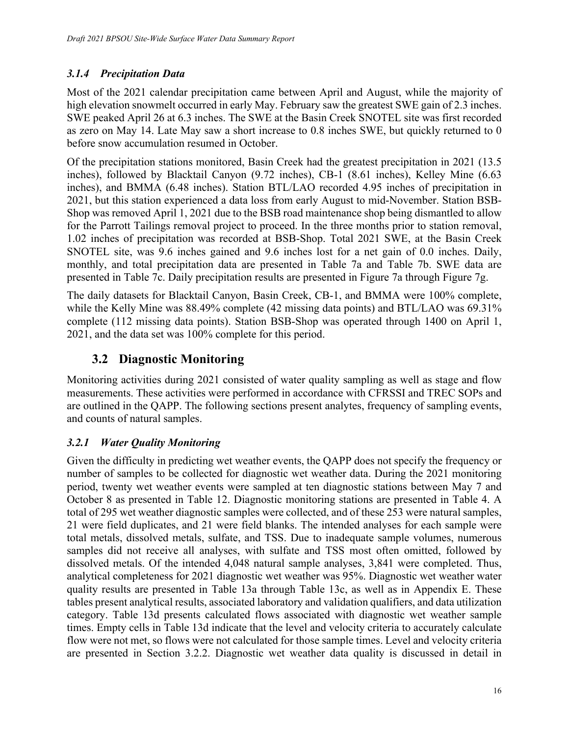### *3.1.4 Precipitation Data*

Most of the 2021 calendar precipitation came between April and August, while the majority of high elevation snowmelt occurred in early May. February saw the greatest SWE gain of 2.3 inches. SWE peaked April 26 at 6.3 inches. The SWE at the Basin Creek SNOTEL site was first recorded as zero on May 14. Late May saw a short increase to 0.8 inches SWE, but quickly returned to 0 before snow accumulation resumed in October.

Of the precipitation stations monitored, Basin Creek had the greatest precipitation in 2021 (13.5 inches), followed by Blacktail Canyon (9.72 inches), CB-1 (8.61 inches), Kelley Mine (6.63 inches), and BMMA (6.48 inches). Station BTL/LAO recorded 4.95 inches of precipitation in 2021, but this station experienced a data loss from early August to mid-November. Station BSB-Shop was removed April 1, 2021 due to the BSB road maintenance shop being dismantled to allow for the Parrott Tailings removal project to proceed. In the three months prior to station removal, 1.02 inches of precipitation was recorded at BSB-Shop. Total 2021 SWE, at the Basin Creek SNOTEL site, was 9.6 inches gained and 9.6 inches lost for a net gain of 0.0 inches. Daily, monthly, and total precipitation data are presented in Table 7a and Table 7b. SWE data are presented in Table 7c. Daily precipitation results are presented in Figure 7a through Figure 7g.

The daily datasets for Blacktail Canyon, Basin Creek, CB-1, and BMMA were 100% complete, while the Kelly Mine was 88.49% complete (42 missing data points) and BTL/LAO was 69.31% complete (112 missing data points). Station BSB-Shop was operated through 1400 on April 1, 2021, and the data set was 100% complete for this period.

## 3.2 Diagnostic Monitoring

Monitoring activities during 2021 consisted of water quality sampling as well as stage and flow measurements. These activities were performed in accordance with CFRSSI and TREC SOPs and are outlined in the QAPP. The following sections present analytes, frequency of sampling events, and counts of natural samples.

### *3.2.1 Water Quality Monitoring*

Given the difficulty in predicting wet weather events, the QAPP does not specify the frequency or number of samples to be collected for diagnostic wet weather data. During the 2021 monitoring period, twenty wet weather events were sampled at ten diagnostic stations between May 7 and October 8 as presented in Table 12. Diagnostic monitoring stations are presented in Table 4. A total of 295 wet weather diagnostic samples were collected, and of these 253 were natural samples, 21 were field duplicates, and 21 were field blanks. The intended analyses for each sample were total metals, dissolved metals, sulfate, and TSS. Due to inadequate sample volumes, numerous samples did not receive all analyses, with sulfate and TSS most often omitted, followed by dissolved metals. Of the intended 4,048 natural sample analyses, 3,841 were completed. Thus, analytical completeness for 2021 diagnostic wet weather was 95%. Diagnostic wet weather water quality results are presented in Table 13a through Table 13c, as well as in Appendix E. These tables present analytical results, associated laboratory and validation qualifiers, and data utilization category. Table 13d presents calculated flows associated with diagnostic wet weather sample times. Empty cells in Table 13d indicate that the level and velocity criteria to accurately calculate flow were not met, so flows were not calculated for those sample times. Level and velocity criteria are presented in Section 3.2.2. Diagnostic wet weather data quality is discussed in detail in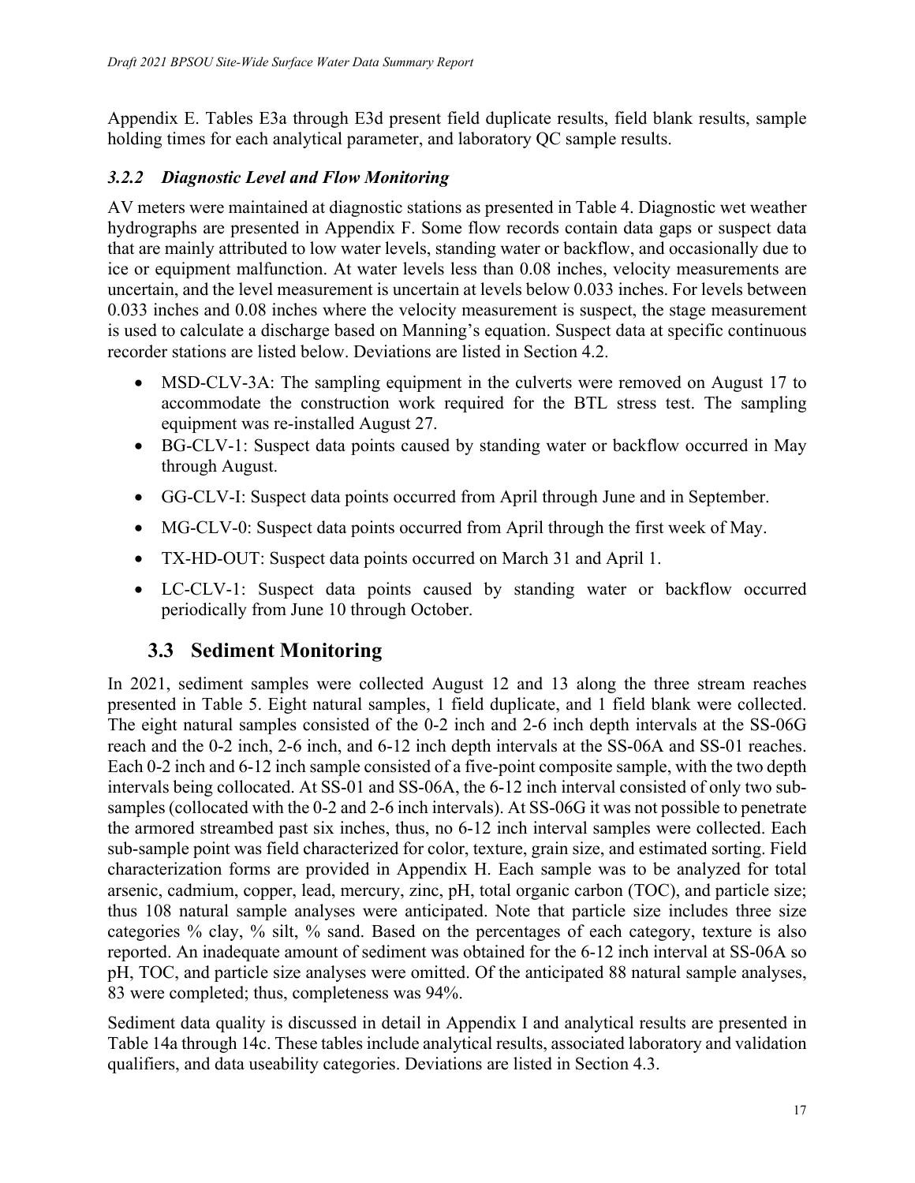Appendix E. Tables E3a through E3d present field duplicate results, field blank results, sample holding times for each analytical parameter, and laboratory QC sample results.

### *3.2.2 Diagnostic Level and Flow Monitoring*

AV meters were maintained at diagnostic stations as presented in Table 4. Diagnostic wet weather hydrographs are presented in Appendix F. Some flow records contain data gaps or suspect data that are mainly attributed to low water levels, standing water or backflow, and occasionally due to ice or equipment malfunction. At water levels less than 0.08 inches, velocity measurements are uncertain, and the level measurement is uncertain at levels below 0.033 inches. For levels between 0.033 inches and 0.08 inches where the velocity measurement is suspect, the stage measurement is used to calculate a discharge based on Manning's equation. Suspect data at specific continuous recorder stations are listed below. Deviations are listed in Section 4.2.

- MSD-CLV-3A: The sampling equipment in the culverts were removed on August 17 to accommodate the construction work required for the BTL stress test. The sampling equipment was re-installed August 27.
- BG-CLV-1: Suspect data points caused by standing water or backflow occurred in May through August.
- GG-CLV-I: Suspect data points occurred from April through June and in September.
- MG-CLV-0: Suspect data points occurred from April through the first week of May.
- TX-HD-OUT: Suspect data points occurred on March 31 and April 1.
- LC-CLV-1: Suspect data points caused by standing water or backflow occurred periodically from June 10 through October.

## 3.3 Sediment Monitoring

In 2021, sediment samples were collected August 12 and 13 along the three stream reaches presented in Table 5. Eight natural samples, 1 field duplicate, and 1 field blank were collected. The eight natural samples consisted of the 0-2 inch and 2-6 inch depth intervals at the SS-06G reach and the 0-2 inch, 2-6 inch, and 6-12 inch depth intervals at the SS-06A and SS-01 reaches. Each 0-2 inch and 6-12 inch sample consisted of a five-point composite sample, with the two depth intervals being collocated. At SS-01 and SS-06A, the 6-12 inch interval consisted of only two sub-samples (collocated with the 0-2 and 2-6 inch intervals). At SS-06G it was not possible to penetrate the armored streambed past six inches, thus, no 6-12 inch interval samples were collected. Each sub-sample point was field characterized for color, texture, grain size, and estimated sorting. Field characterization forms are provided in Appendix H. Each sample was to be analyzed for total arsenic, cadmium, copper, lead, mercury, zinc, pH, total organic carbon (TOC), and particle size; thus 108 natural sample analyses were anticipated. Note that particle size includes three size categories % clay, % silt, % sand. Based on the percentages of each category, texture is also reported. An inadequate amount of sediment was obtained for the 6-12 inch interval at SS-06A so pH, TOC, and particle size analyses were omitted. Of the anticipated 88 natural sample analyses, 83 were completed; thus, completeness was 94%.

Sediment data quality is discussed in detail in Appendix I and analytical results are presented in Table 14a through 14c. These tables include analytical results, associated laboratory and validation qualifiers, and data useability categories. Deviations are listed in Section 4.3.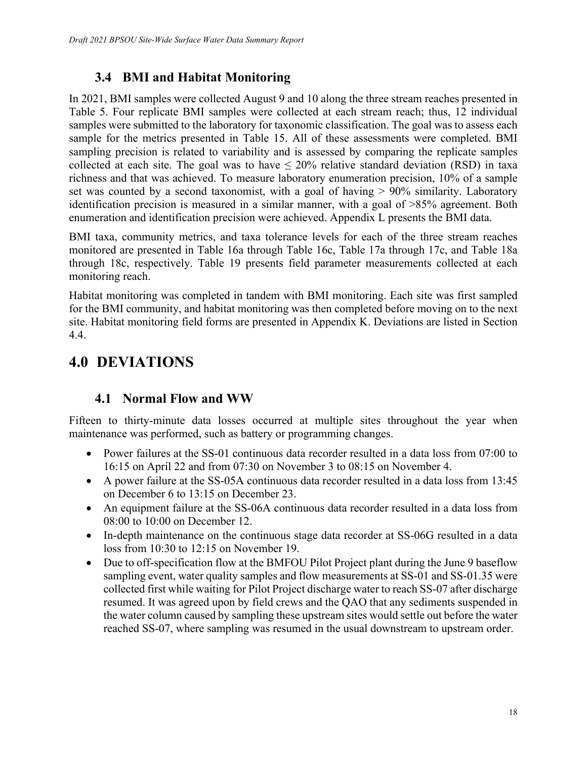### 3.4 BMI and Habitat Monitoring

In 2021, BMI samples were collected August 9 and 10 along the three stream reaches presented in Table 5. Four replicate BMI samples were collected at each stream reach; thus, 12 individual samples were submitted to the laboratory for taxonomic classification. The goal was to assess each sample for the metrics presented in Table 15. All of these assessments were completed. BMI sampling precision is related to variability and is assessed by comparing the replicate samples collected at each site. The goal was to have ≤ 20% relative standard deviation (RSD) in taxa richness and that was achieved. To measure laboratory enumeration precision, 10% of a sample set was counted by a second taxonomist, with a goal of having > 90% similarity. Laboratory identification precision is measured in a similar manner, with a goal of >85% agreement. Both enumeration and identification precision were achieved. Appendix L presents the BMI data.

BMI taxa, community metrics, and taxa tolerance levels for each of the three stream reaches monitored are presented in Table 16a through Table 16c, Table 17a through 17c, and Table 18a through 18c, respectively. Table 19 presents field parameter measurements collected at each monitoring reach.

Habitat monitoring was completed in tandem with BMI monitoring. Each site was first sampled for the BMI community, and habitat monitoring was then completed before moving on to the next site. Habitat monitoring field forms are presented in Appendix K. Deviations are listed in Section 4.4.

## 4.0 DEVIATIONS

### 4.1 Normal Flow and WW

Fifteen to thirty-minute data losses occurred at multiple sites throughout the year when maintenance was performed, such as battery or programming changes.

- Power failures at the SS-01 continuous data recorder resulted in a data loss from 07:00 to 16:15 on April 22 and from 07:30 on November 3 to 08:15 on November 4.
- A power failure at the SS-05A continuous data recorder resulted in a data loss from 13:45 on December 6 to 13:15 on December 23.
- An equipment failure at the SS-06A continuous data recorder resulted in a data loss from 08:00 to 10:00 on December 12.
- In-depth maintenance on the continuous stage data recorder at SS-06G resulted in a data loss from 10:30 to 12:15 on November 19.
- Due to off-specification flow at the BMFOU Pilot Project plant during the June 9 baseflow sampling event, water quality samples and flow measurements at SS-01 and SS-01.35 were collected first while waiting for Pilot Project discharge water to reach SS-07 after discharge resumed. It was agreed upon by field crews and the QAO that any sediments suspended in the water column caused by sampling these upstream sites would settle out before the water reached SS-07, where sampling was resumed in the usual downstream to upstream order.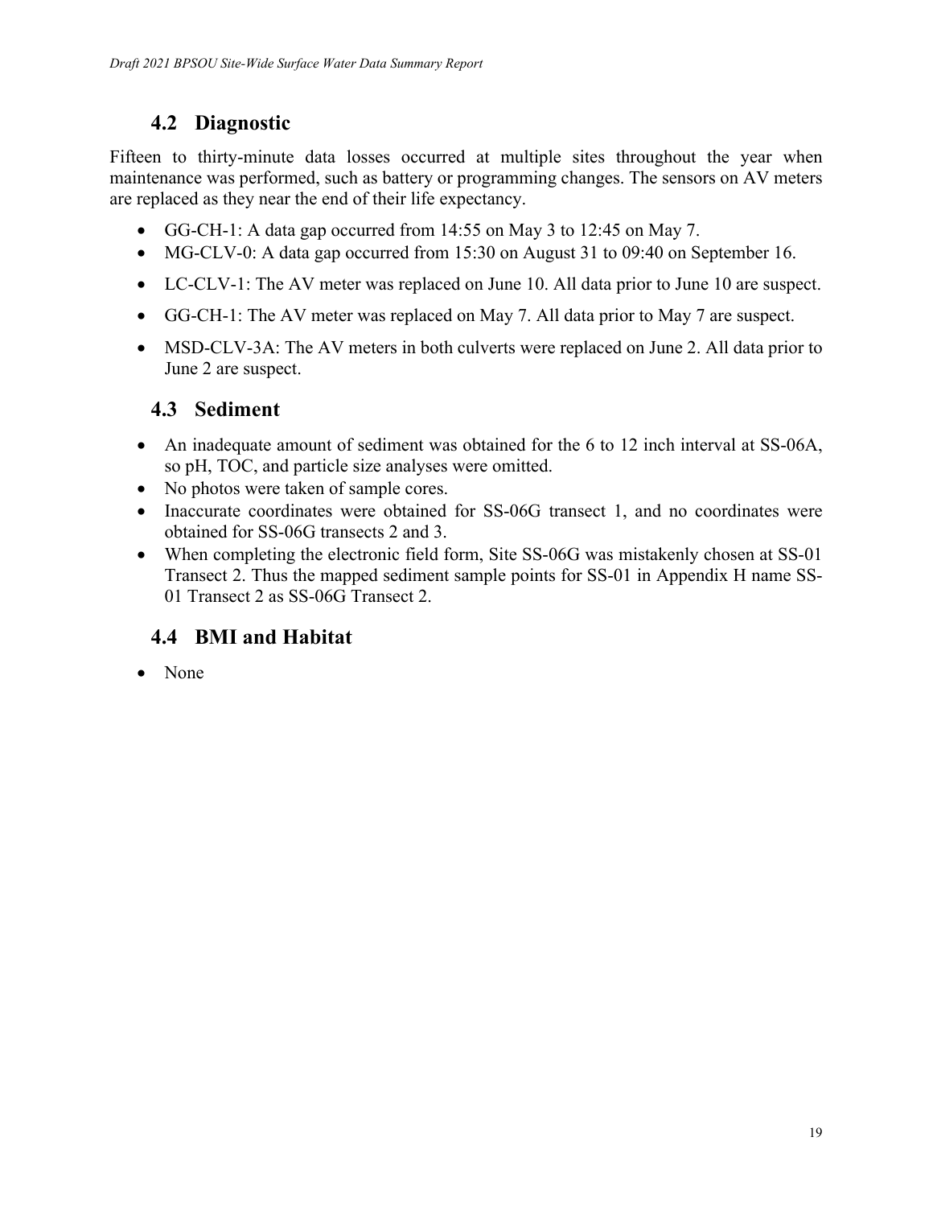## 4.2 Diagnostic

Fifteen to thirty-minute data losses occurred at multiple sites throughout the year when maintenance was performed, such as battery or programming changes. The sensors on AV meters are replaced as they near the end of their life expectancy.

- GG-CH-1: A data gap occurred from 14:55 on May 3 to 12:45 on May 7.
- MG-CLV-0: A data gap occurred from 15:30 on August 31 to 09:40 on September 16.
- LC-CLV-1: The AV meter was replaced on June 10. All data prior to June 10 are suspect.
- GG-CH-1: The AV meter was replaced on May 7. All data prior to May 7 are suspect.
- MSD-CLV-3A: The AV meters in both culverts were replaced on June 2. All data prior to June 2 are suspect.

## 4.3 Sediment

- An inadequate amount of sediment was obtained for the 6 to 12 inch interval at SS-06A, so pH, TOC, and particle size analyses were omitted.
- No photos were taken of sample cores.
- Inaccurate coordinates were obtained for SS-06G transect 1, and no coordinates were obtained for SS-06G transects 2 and 3.
- When completing the electronic field form, Site SS-06G was mistakenly chosen at SS-01 Transect 2. Thus the mapped sediment sample points for SS-01 in Appendix H name SS-01 Transect 2 as SS-06G Transect 2.

## 4.4 BMI and Habitat

- None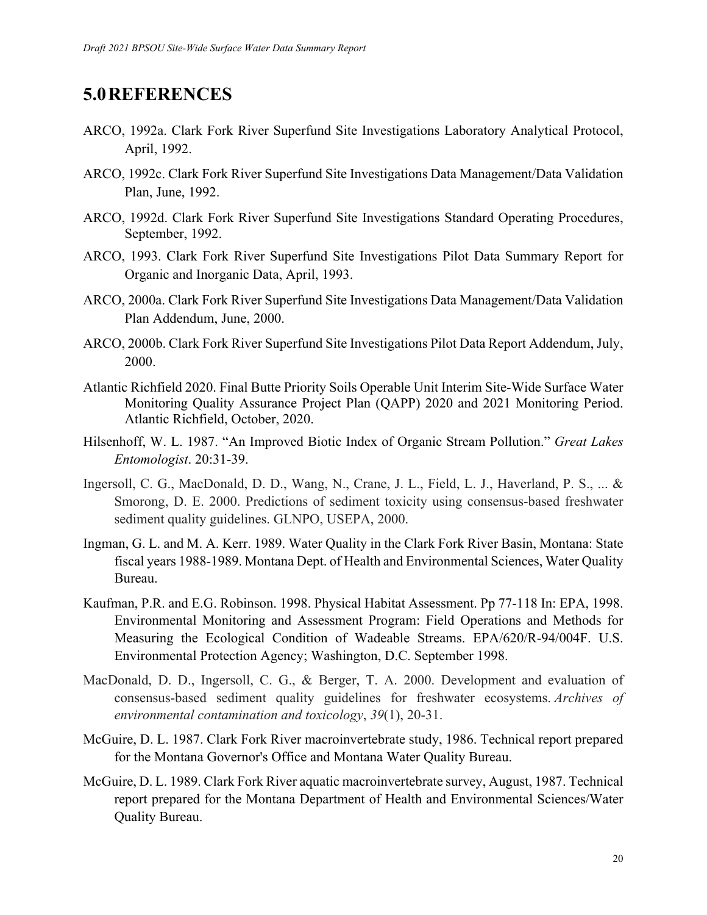# 5.0 REFERENCES

ARCO, 1992a. Clark Fork River Superfund Site Investigations Laboratory Analytical Protocol, April, 1992.

ARCO, 1992c. Clark Fork River Superfund Site Investigations Data Management/Data Validation Plan, June, 1992.

ARCO, 1992d. Clark Fork River Superfund Site Investigations Standard Operating Procedures, September, 1992.

ARCO, 1993. Clark Fork River Superfund Site Investigations Pilot Data Summary Report for Organic and Inorganic Data, April, 1993.

ARCO, 2000a. Clark Fork River Superfund Site Investigations Data Management/Data Validation Plan Addendum, June, 2000.

ARCO, 2000b. Clark Fork River Superfund Site Investigations Pilot Data Report Addendum, July, 2000.

Atlantic Richfield 2020. Final Butte Priority Soils Operable Unit Interim Site-Wide Surface Water Monitoring Quality Assurance Project Plan (QAPP) 2020 and 2021 Monitoring Period. Atlantic Richfield, October, 2020.

Hilsenhoff, W. L. 1987. "An Improved Biotic Index of Organic Stream Pollution." *Great Lakes Entomologist*. 20:31-39.

Ingersoll, C. G., MacDonald, D. D., Wang, N., Crane, J. L., Field, L. J., Haverland, P. S., ... & Smorong, D. E. 2000. Predictions of sediment toxicity using consensus-based freshwater sediment quality guidelines. GLNPO, USEPA, 2000.

Ingman, G. L. and M. A. Kerr. 1989. Water Quality in the Clark Fork River Basin, Montana: State fiscal years 1988-1989. Montana Dept. of Health and Environmental Sciences, Water Quality Bureau.

Kaufman, P.R. and E.G. Robinson. 1998. Physical Habitat Assessment. Pp 77-118 In: EPA, 1998. Environmental Monitoring and Assessment Program: Field Operations and Methods for Measuring the Ecological Condition of Wadeable Streams. EPA/620/R-94/004F. U.S. Environmental Protection Agency; Washington, D.C. September 1998.

MacDonald, D. D., Ingersoll, C. G., & Berger, T. A. 2000. Development and evaluation of consensus-based sediment quality guidelines for freshwater ecosystems. *Archives of environmental contamination and toxicology*, *39*(1), 20-31.

McGuire, D. L. 1987. Clark Fork River macroinvertebrate study, 1986. Technical report prepared for the Montana Governor's Office and Montana Water Quality Bureau.

McGuire, D. L. 1989. Clark Fork River aquatic macroinvertebrate survey, August, 1987. Technical report prepared for the Montana Department of Health and Environmental Sciences/Water Quality Bureau.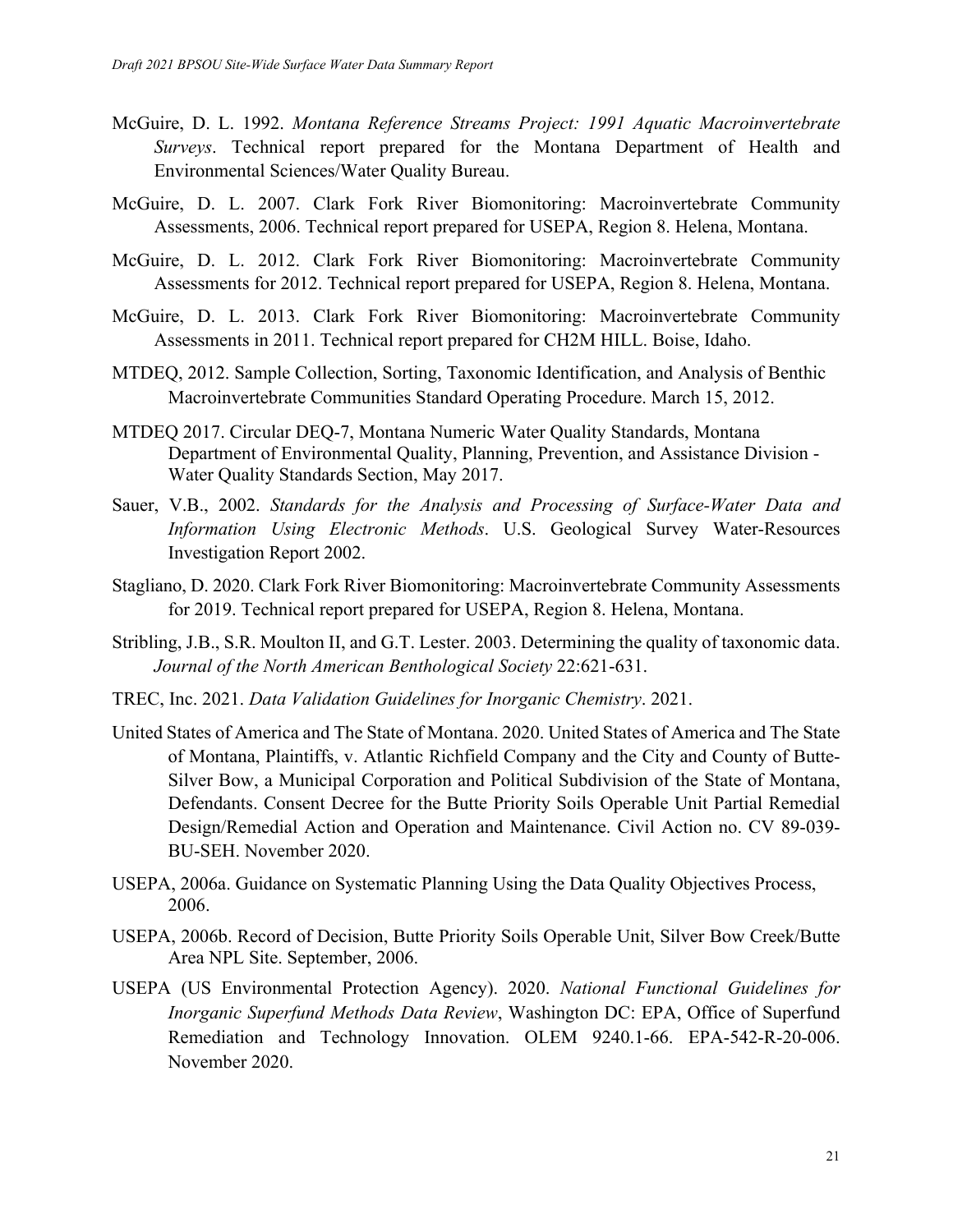McGuire, D. L. 1992. *Montana Reference Streams Project: 1991 Aquatic Macroinvertebrate Surveys*. Technical report prepared for the Montana Department of Health and Environmental Sciences/Water Quality Bureau.

McGuire, D. L. 2007. Clark Fork River Biomonitoring: Macroinvertebrate Community Assessments, 2006. Technical report prepared for USEPA, Region 8. Helena, Montana.

McGuire, D. L. 2012. Clark Fork River Biomonitoring: Macroinvertebrate Community Assessments for 2012. Technical report prepared for USEPA, Region 8. Helena, Montana.

McGuire, D. L. 2013. Clark Fork River Biomonitoring: Macroinvertebrate Community Assessments in 2011. Technical report prepared for CH2M HILL. Boise, Idaho.

MTDEQ, 2012. Sample Collection, Sorting, Taxonomic Identification, and Analysis of Benthic Macroinvertebrate Communities Standard Operating Procedure. March 15, 2012.

MTDEQ 2017. Circular DEQ-7, Montana Numeric Water Quality Standards, Montana Department of Environmental Quality, Planning, Prevention, and Assistance Division - Water Quality Standards Section, May 2017.

Sauer, V.B., 2002. *Standards for the Analysis and Processing of Surface-Water Data and Information Using Electronic Methods*. U.S. Geological Survey Water-Resources Investigation Report 2002.

Stagliano, D. 2020. Clark Fork River Biomonitoring: Macroinvertebrate Community Assessments for 2019. Technical report prepared for USEPA, Region 8. Helena, Montana.

Stribling, J.B., S.R. Moulton II, and G.T. Lester. 2003. Determining the quality of taxonomic data. *Journal of the North American Benthological Society* 22:621-631.

TREC, Inc. 2021. *Data Validation Guidelines for Inorganic Chemistry*. 2021.

United States of America and The State of Montana. 2020. United States of America and The State of Montana, Plaintiffs, v. Atlantic Richfield Company and the City and County of Butte-Silver Bow, a Municipal Corporation and Political Subdivision of the State of Montana, Defendants. Consent Decree for the Butte Priority Soils Operable Unit Partial Remedial Design/Remedial Action and Operation and Maintenance. Civil Action no. CV 89-039-BU-SEH. November 2020.

USEPA, 2006a. Guidance on Systematic Planning Using the Data Quality Objectives Process, 2006.

USEPA, 2006b. Record of Decision, Butte Priority Soils Operable Unit, Silver Bow Creek/Butte Area NPL Site. September, 2006.

USEPA (US Environmental Protection Agency). 2020. *National Functional Guidelines for Inorganic Superfund Methods Data Review*, Washington DC: EPA, Office of Superfund Remediation and Technology Innovation. OLEM 9240.1-66. EPA-542-R-20-006. November 2020.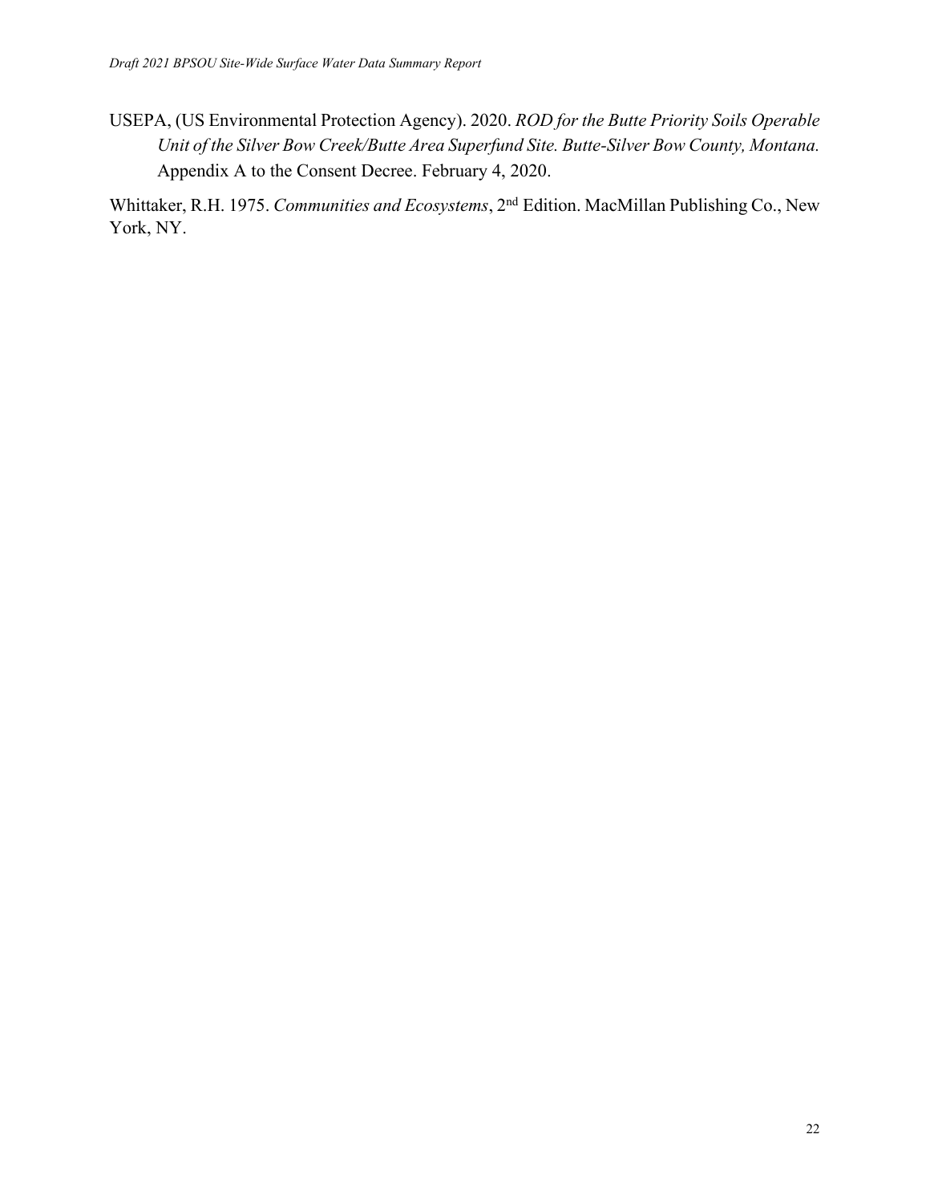USEPA, (US Environmental Protection Agency). 2020. *ROD for the Butte Priority Soils Operable Unit of the Silver Bow Creek/Butte Area Superfund Site. Butte-Silver Bow County, Montana.* Appendix A to the Consent Decree. February 4, 2020.

Whittaker, R.H. 1975. *Communities and Ecosystems*, 2nd Edition. MacMillan Publishing Co., New York, NY.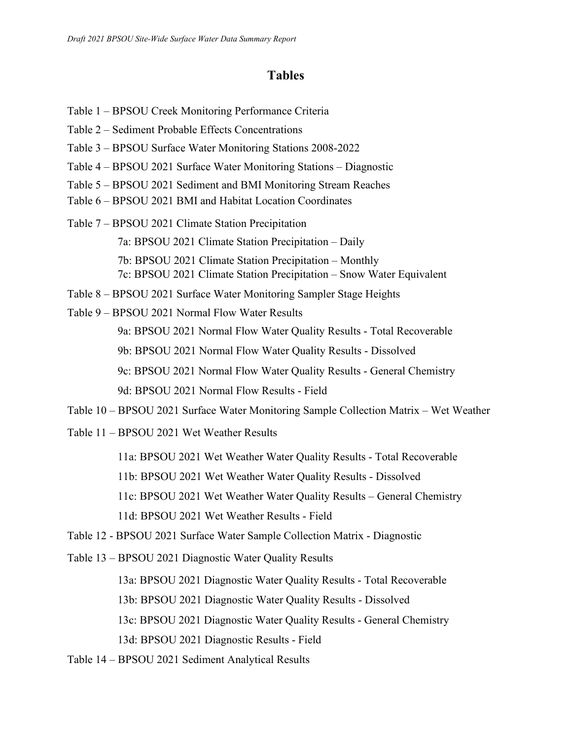# Tables

Table 1 – BPSOU Creek Monitoring Performance Criteria

Table 2 – Sediment Probable Effects Concentrations

Table 3 – BPSOU Surface Water Monitoring Stations 2008-2022

Table 4 – BPSOU 2021 Surface Water Monitoring Stations – Diagnostic

Table 5 – BPSOU 2021 Sediment and BMI Monitoring Stream Reaches

Table 6 – BPSOU 2021 BMI and Habitat Location Coordinates

Table 7 – BPSOU 2021 Climate Station Precipitation

- 7a: BPSOU 2021 Climate Station Precipitation – Daily
- 7b: BPSOU 2021 Climate Station Precipitation – Monthly
- 7c: BPSOU 2021 Climate Station Precipitation – Snow Water Equivalent

Table 8 – BPSOU 2021 Surface Water Monitoring Sampler Stage Heights

Table 9 – BPSOU 2021 Normal Flow Water Results

- 9a: BPSOU 2021 Normal Flow Water Quality Results - Total Recoverable
- 9b: BPSOU 2021 Normal Flow Water Quality Results - Dissolved
- 9c: BPSOU 2021 Normal Flow Water Quality Results - General Chemistry
- 9d: BPSOU 2021 Normal Flow Results - Field

Table 10 – BPSOU 2021 Surface Water Monitoring Sample Collection Matrix – Wet Weather

Table 11 – BPSOU 2021 Wet Weather Results

- 11a: BPSOU 2021 Wet Weather Water Quality Results - Total Recoverable
- 11b: BPSOU 2021 Wet Weather Water Quality Results - Dissolved
- 11c: BPSOU 2021 Wet Weather Water Quality Results – General Chemistry
- 11d: BPSOU 2021 Wet Weather Results - Field

Table 12 - BPSOU 2021 Surface Water Sample Collection Matrix - Diagnostic

Table 13 – BPSOU 2021 Diagnostic Water Quality Results

- 13a: BPSOU 2021 Diagnostic Water Quality Results - Total Recoverable
- 13b: BPSOU 2021 Diagnostic Water Quality Results - Dissolved
- 13c: BPSOU 2021 Diagnostic Water Quality Results - General Chemistry
- 13d: BPSOU 2021 Diagnostic Results - Field

Table 14 – BPSOU 2021 Sediment Analytical Results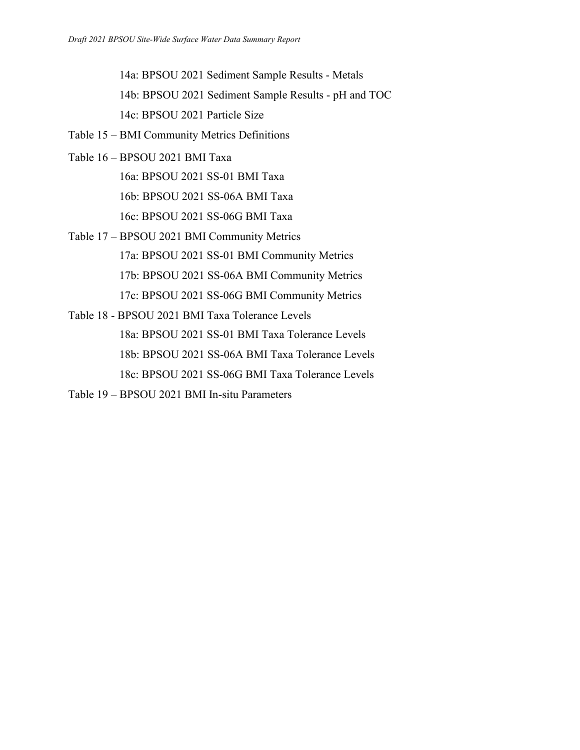- 14a: BPSOU 2021 Sediment Sample Results - Metals
- 14b: BPSOU 2021 Sediment Sample Results - pH and TOC
- 14c: BPSOU 2021 Particle Size

Table 15 – BMI Community Metrics Definitions

Table 16 – BPSOU 2021 BMI Taxa

- 16a: BPSOU 2021 SS-01 BMI Taxa
- 16b: BPSOU 2021 SS-06A BMI Taxa
- 16c: BPSOU 2021 SS-06G BMI Taxa

Table 17 – BPSOU 2021 BMI Community Metrics

- 17a: BPSOU 2021 SS-01 BMI Community Metrics
- 17b: BPSOU 2021 SS-06A BMI Community Metrics
- 17c: BPSOU 2021 SS-06G BMI Community Metrics

Table 18 - BPSOU 2021 BMI Taxa Tolerance Levels

- 18a: BPSOU 2021 SS-01 BMI Taxa Tolerance Levels
- 18b: BPSOU 2021 SS-06A BMI Taxa Tolerance Levels
- 18c: BPSOU 2021 SS-06G BMI Taxa Tolerance Levels

Table 19 – BPSOU 2021 BMI In-situ Parameters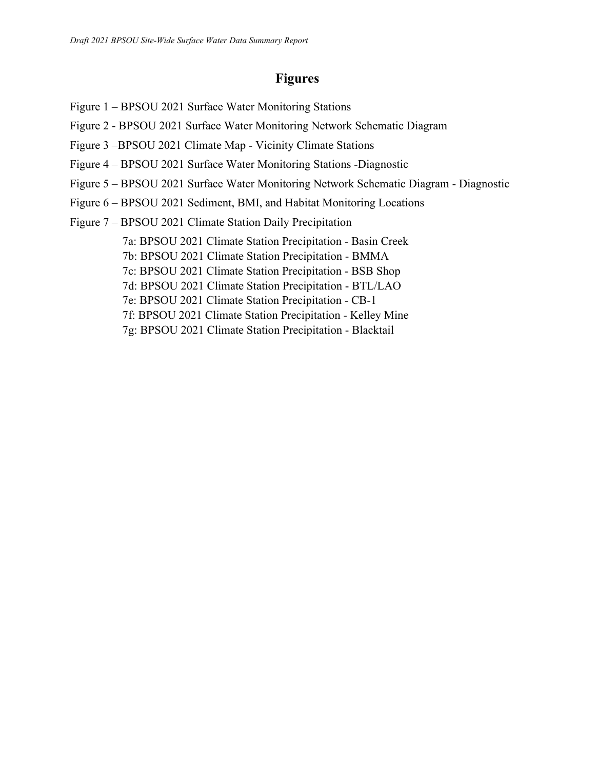# Figures

Figure 1 – BPSOU 2021 Surface Water Monitoring Stations

Figure 2 - BPSOU 2021 Surface Water Monitoring Network Schematic Diagram

Figure 3 –BPSOU 2021 Climate Map - Vicinity Climate Stations

Figure 4 – BPSOU 2021 Surface Water Monitoring Stations -Diagnostic

Figure 5 – BPSOU 2021 Surface Water Monitoring Network Schematic Diagram - Diagnostic

Figure 6 – BPSOU 2021 Sediment, BMI, and Habitat Monitoring Locations

Figure 7 – BPSOU 2021 Climate Station Daily Precipitation

- 7a: BPSOU 2021 Climate Station Precipitation - Basin Creek
- 7b: BPSOU 2021 Climate Station Precipitation - BMMA
- 7c: BPSOU 2021 Climate Station Precipitation - BSB Shop
- 7d: BPSOU 2021 Climate Station Precipitation - BTL/LAO
- 7e: BPSOU 2021 Climate Station Precipitation - CB-1
- 7f: BPSOU 2021 Climate Station Precipitation - Kelley Mine
- 7g: BPSOU 2021 Climate Station Precipitation - Blacktail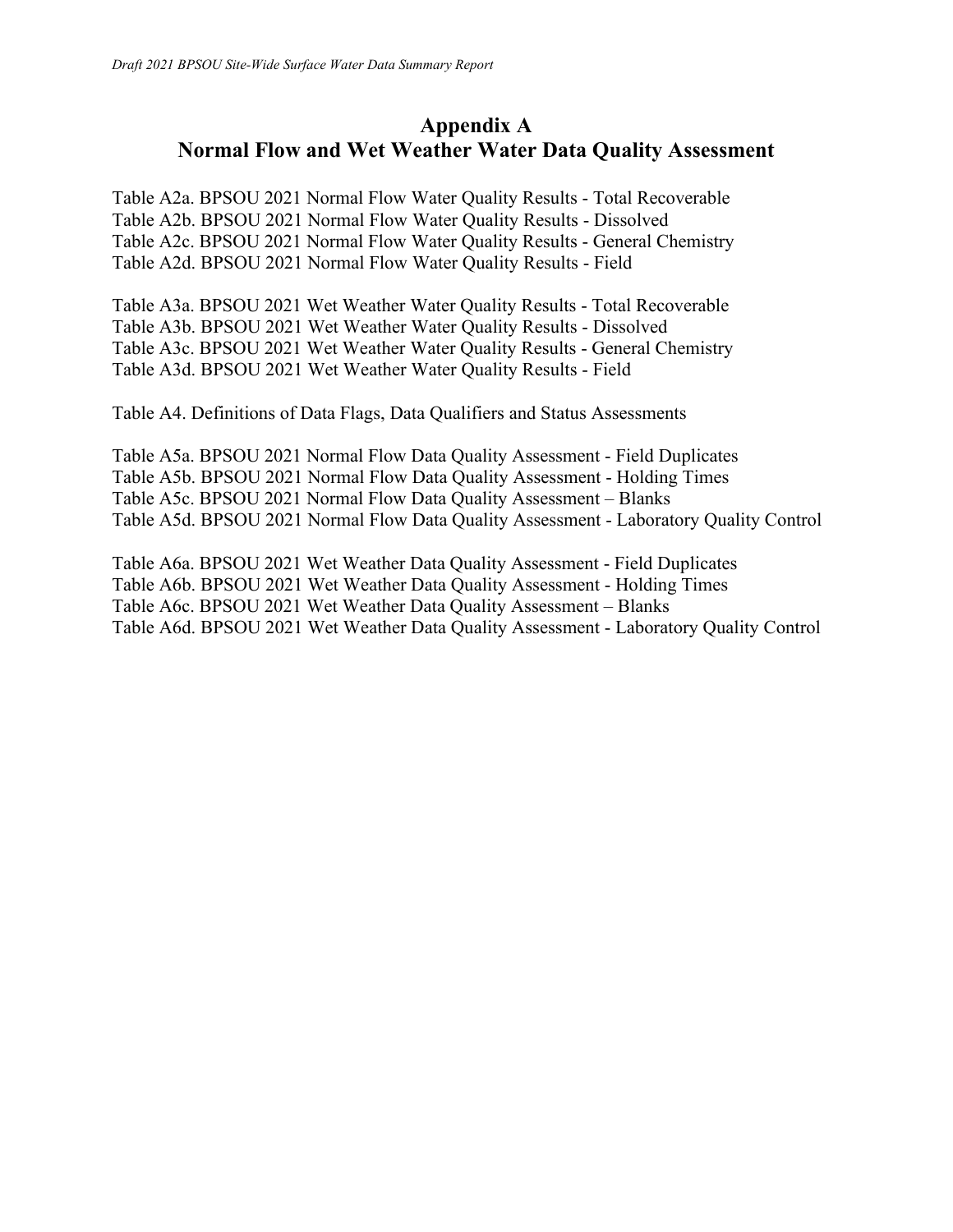# Appendix A
# Normal Flow and Wet Weather Water Data Quality Assessment

Table A2a. BPSOU 2021 Normal Flow Water Quality Results - Total Recoverable
Table A2b. BPSOU 2021 Normal Flow Water Quality Results - Dissolved
Table A2c. BPSOU 2021 Normal Flow Water Quality Results - General Chemistry
Table A2d. BPSOU 2021 Normal Flow Water Quality Results - Field

Table A3a. BPSOU 2021 Wet Weather Water Quality Results - Total Recoverable
Table A3b. BPSOU 2021 Wet Weather Water Quality Results - Dissolved
Table A3c. BPSOU 2021 Wet Weather Water Quality Results - General Chemistry
Table A3d. BPSOU 2021 Wet Weather Water Quality Results - Field

Table A4. Definitions of Data Flags, Data Qualifiers and Status Assessments

Table A5a. BPSOU 2021 Normal Flow Data Quality Assessment - Field Duplicates
Table A5b. BPSOU 2021 Normal Flow Data Quality Assessment - Holding Times
Table A5c. BPSOU 2021 Normal Flow Data Quality Assessment – Blanks
Table A5d. BPSOU 2021 Normal Flow Data Quality Assessment - Laboratory Quality Control

Table A6a. BPSOU 2021 Wet Weather Data Quality Assessment - Field Duplicates
Table A6b. BPSOU 2021 Wet Weather Data Quality Assessment - Holding Times
Table A6c. BPSOU 2021 Wet Weather Data Quality Assessment – Blanks
Table A6d. BPSOU 2021 Wet Weather Data Quality Assessment - Laboratory Quality Control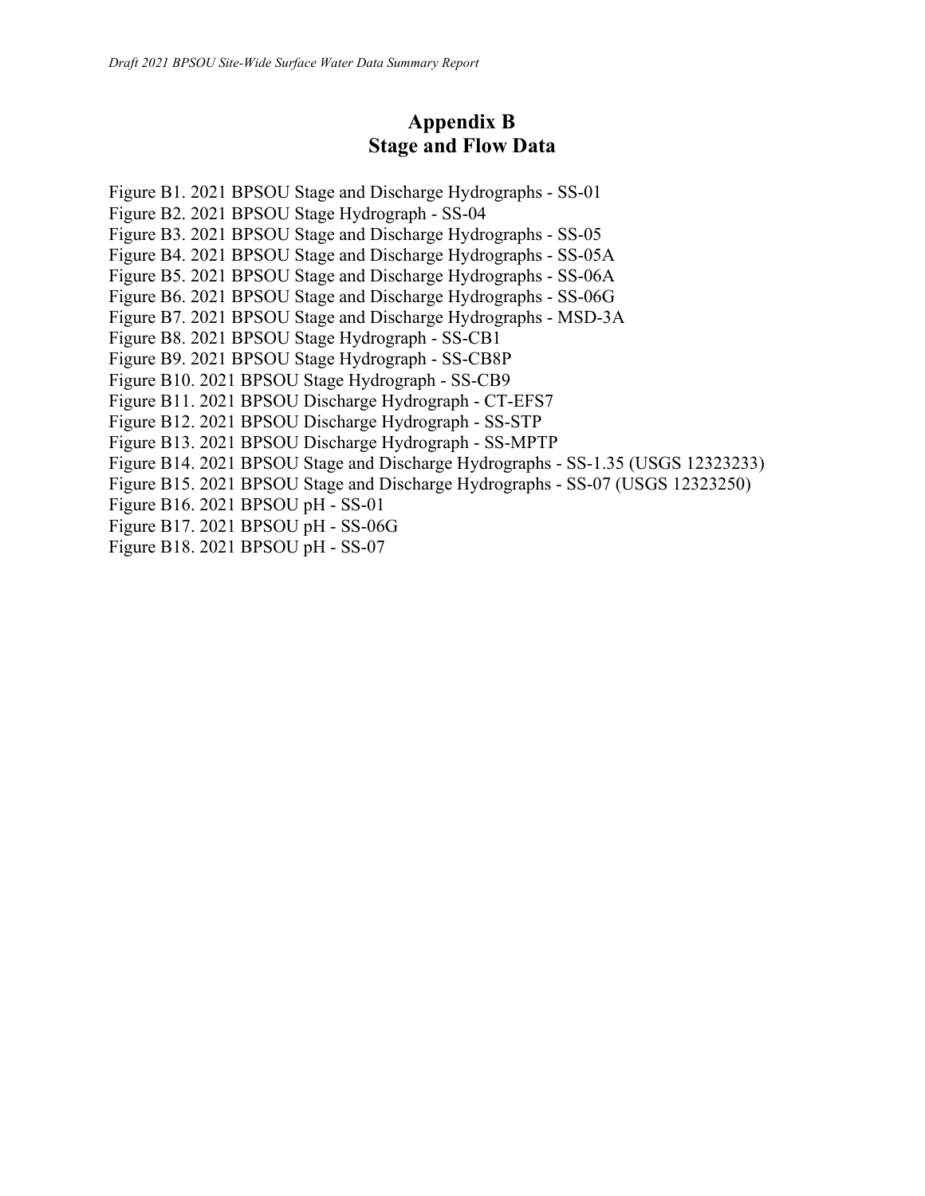# Appendix B
# Stage and Flow Data

Figure B1. 2021 BPSOU Stage and Discharge Hydrographs - SS-01
Figure B2. 2021 BPSOU Stage Hydrograph - SS-04
Figure B3. 2021 BPSOU Stage and Discharge Hydrographs - SS-05
Figure B4. 2021 BPSOU Stage and Discharge Hydrographs - SS-05A
Figure B5. 2021 BPSOU Stage and Discharge Hydrographs - SS-06A
Figure B6. 2021 BPSOU Stage and Discharge Hydrographs - SS-06G
Figure B7. 2021 BPSOU Stage and Discharge Hydrographs - MSD-3A
Figure B8. 2021 BPSOU Stage Hydrograph - SS-CB1
Figure B9. 2021 BPSOU Stage Hydrograph - SS-CB8P
Figure B10. 2021 BPSOU Stage Hydrograph - SS-CB9
Figure B11. 2021 BPSOU Discharge Hydrograph - CT-EFS7
Figure B12. 2021 BPSOU Discharge Hydrograph - SS-STP
Figure B13. 2021 BPSOU Discharge Hydrograph - SS-MPTP
Figure B14. 2021 BPSOU Stage and Discharge Hydrographs - SS-1.35 (USGS 12323233)
Figure B15. 2021 BPSOU Stage and Discharge Hydrographs - SS-07 (USGS 12323250)
Figure B16. 2021 BPSOU pH - SS-01
Figure B17. 2021 BPSOU pH - SS-06G
Figure B18. 2021 BPSOU pH - SS-07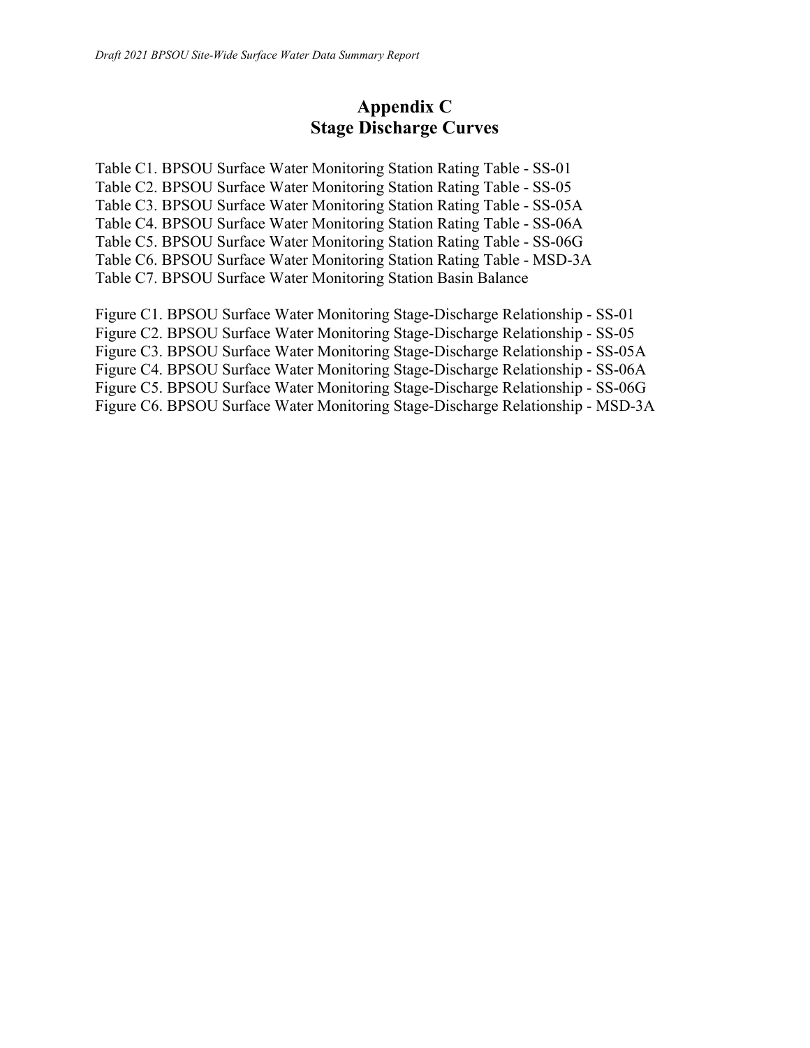# Appendix C
# Stage Discharge Curves

Table C1. BPSOU Surface Water Monitoring Station Rating Table - SS-01
Table C2. BPSOU Surface Water Monitoring Station Rating Table - SS-05
Table C3. BPSOU Surface Water Monitoring Station Rating Table - SS-05A
Table C4. BPSOU Surface Water Monitoring Station Rating Table - SS-06A
Table C5. BPSOU Surface Water Monitoring Station Rating Table - SS-06G
Table C6. BPSOU Surface Water Monitoring Station Rating Table - MSD-3A
Table C7. BPSOU Surface Water Monitoring Station Basin Balance

Figure C1. BPSOU Surface Water Monitoring Stage-Discharge Relationship - SS-01
Figure C2. BPSOU Surface Water Monitoring Stage-Discharge Relationship - SS-05
Figure C3. BPSOU Surface Water Monitoring Stage-Discharge Relationship - SS-05A
Figure C4. BPSOU Surface Water Monitoring Stage-Discharge Relationship - SS-06A
Figure C5. BPSOU Surface Water Monitoring Stage-Discharge Relationship - SS-06G
Figure C6. BPSOU Surface Water Monitoring Stage-Discharge Relationship - MSD-3A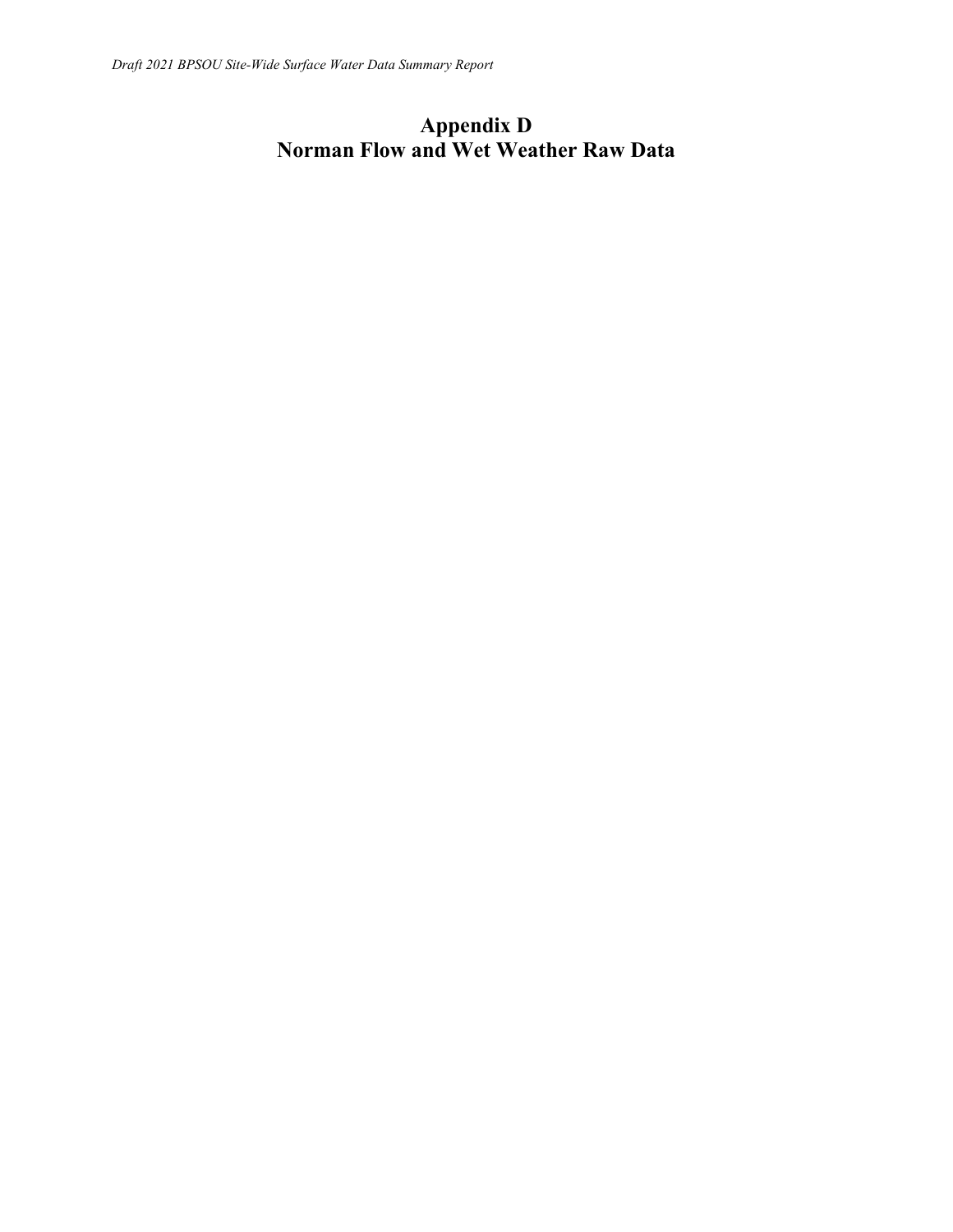# Appendix D
# Norman Flow and Wet Weather Raw Data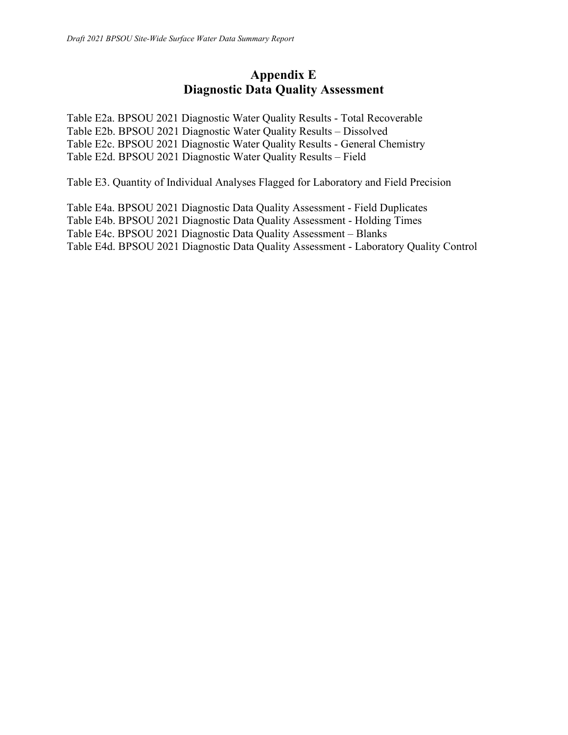# Appendix E
# Diagnostic Data Quality Assessment

Table E2a. BPSOU 2021 Diagnostic Water Quality Results - Total Recoverable
Table E2b. BPSOU 2021 Diagnostic Water Quality Results – Dissolved
Table E2c. BPSOU 2021 Diagnostic Water Quality Results - General Chemistry
Table E2d. BPSOU 2021 Diagnostic Water Quality Results – Field

Table E3. Quantity of Individual Analyses Flagged for Laboratory and Field Precision

Table E4a. BPSOU 2021 Diagnostic Data Quality Assessment - Field Duplicates
Table E4b. BPSOU 2021 Diagnostic Data Quality Assessment - Holding Times
Table E4c. BPSOU 2021 Diagnostic Data Quality Assessment – Blanks
Table E4d. BPSOU 2021 Diagnostic Data Quality Assessment - Laboratory Quality Control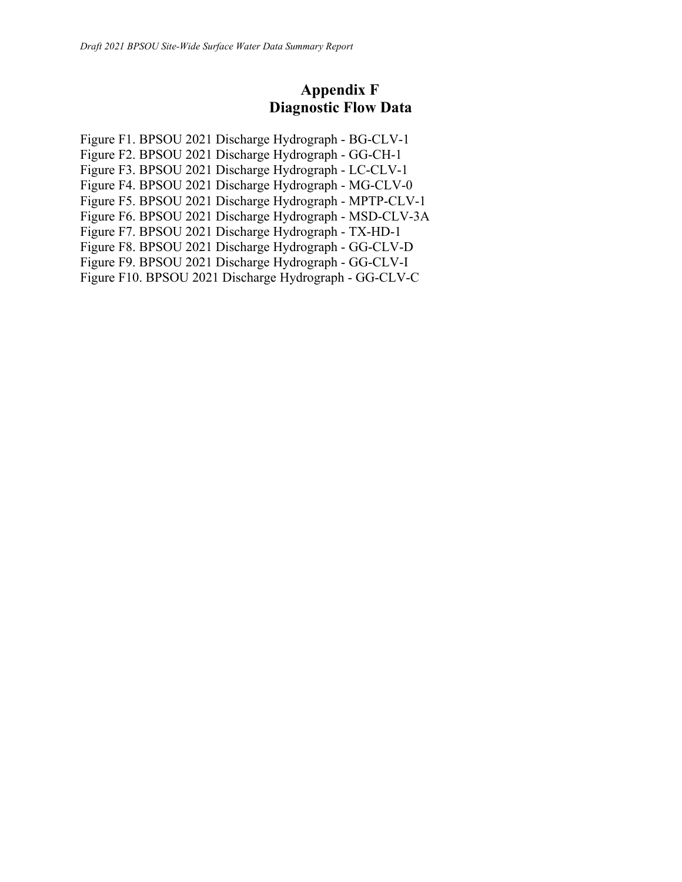# Appendix F
# Diagnostic Flow Data

Figure F1. BPSOU 2021 Discharge Hydrograph - BG-CLV-1
Figure F2. BPSOU 2021 Discharge Hydrograph - GG-CH-1
Figure F3. BPSOU 2021 Discharge Hydrograph - LC-CLV-1
Figure F4. BPSOU 2021 Discharge Hydrograph - MG-CLV-0
Figure F5. BPSOU 2021 Discharge Hydrograph - MPTP-CLV-1
Figure F6. BPSOU 2021 Discharge Hydrograph - MSD-CLV-3A
Figure F7. BPSOU 2021 Discharge Hydrograph - TX-HD-1
Figure F8. BPSOU 2021 Discharge Hydrograph - GG-CLV-D
Figure F9. BPSOU 2021 Discharge Hydrograph - GG-CLV-I
Figure F10. BPSOU 2021 Discharge Hydrograph - GG-CLV-C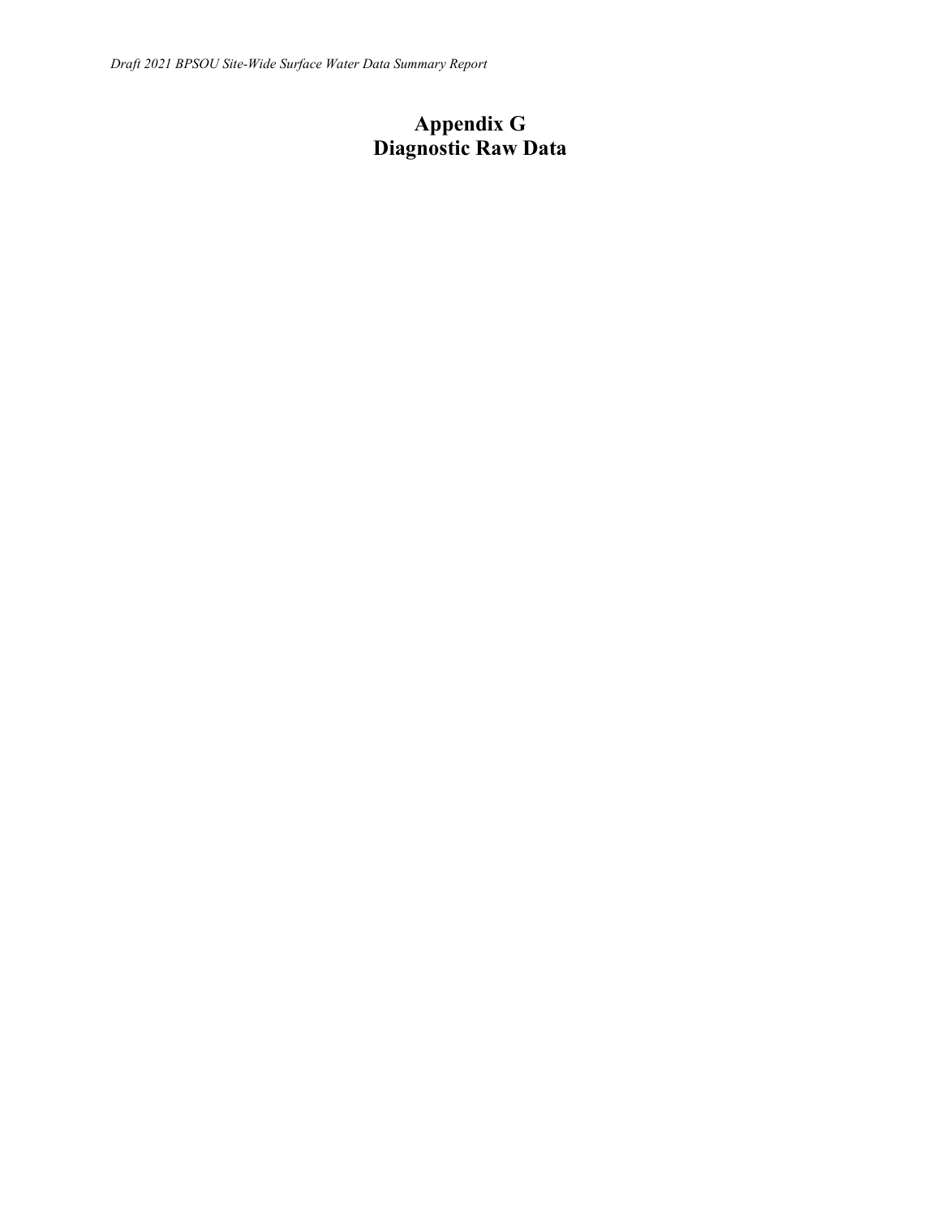# Appendix G
# Diagnostic Raw Data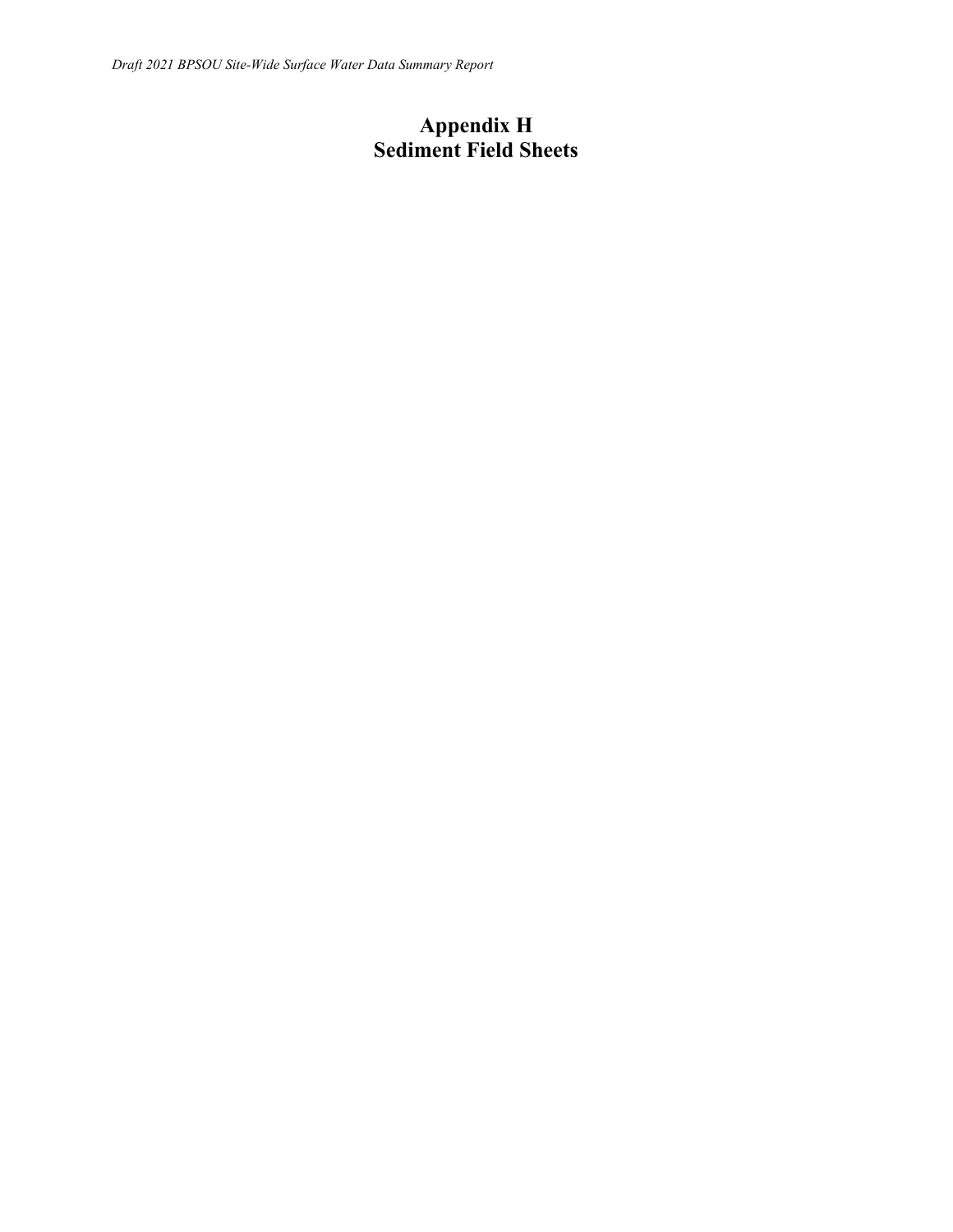# Appendix H
# Sediment Field Sheets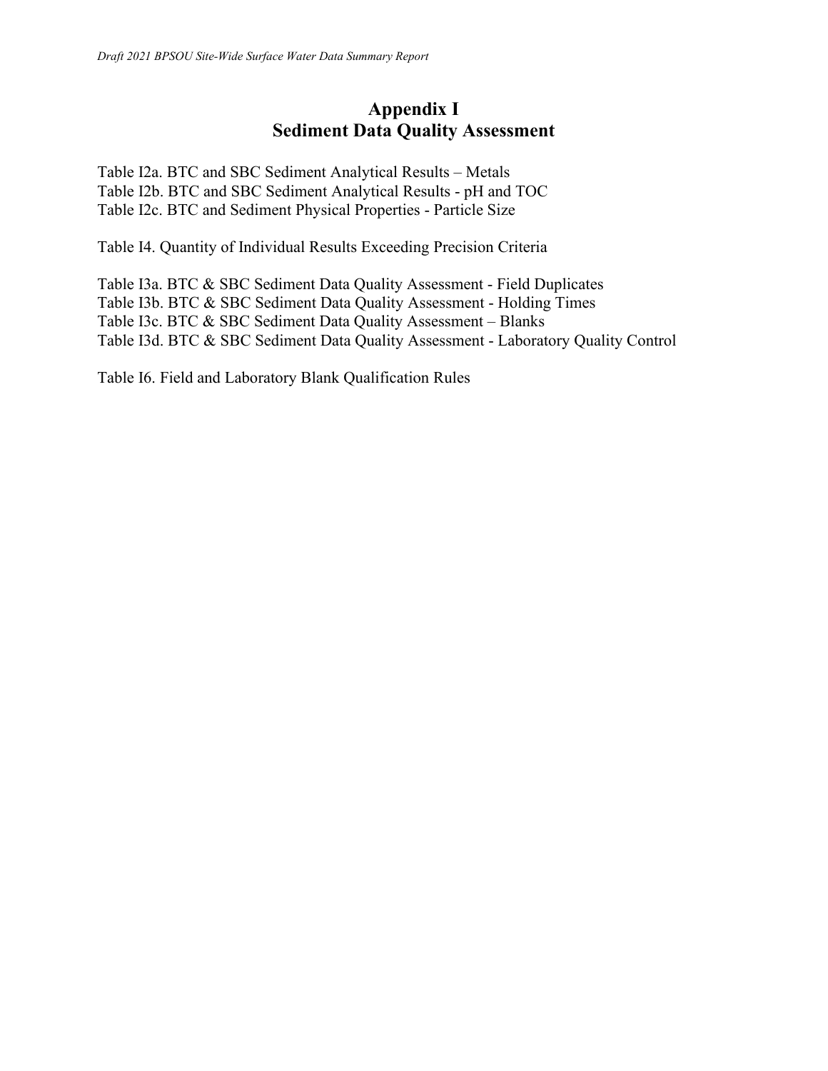# Appendix I
# Sediment Data Quality Assessment

Table I2a. BTC and SBC Sediment Analytical Results – Metals
Table I2b. BTC and SBC Sediment Analytical Results - pH and TOC
Table I2c. BTC and Sediment Physical Properties - Particle Size

Table I4. Quantity of Individual Results Exceeding Precision Criteria

Table I3a. BTC & SBC Sediment Data Quality Assessment - Field Duplicates
Table I3b. BTC & SBC Sediment Data Quality Assessment - Holding Times
Table I3c. BTC & SBC Sediment Data Quality Assessment – Blanks
Table I3d. BTC & SBC Sediment Data Quality Assessment - Laboratory Quality Control

Table I6. Field and Laboratory Blank Qualification Rules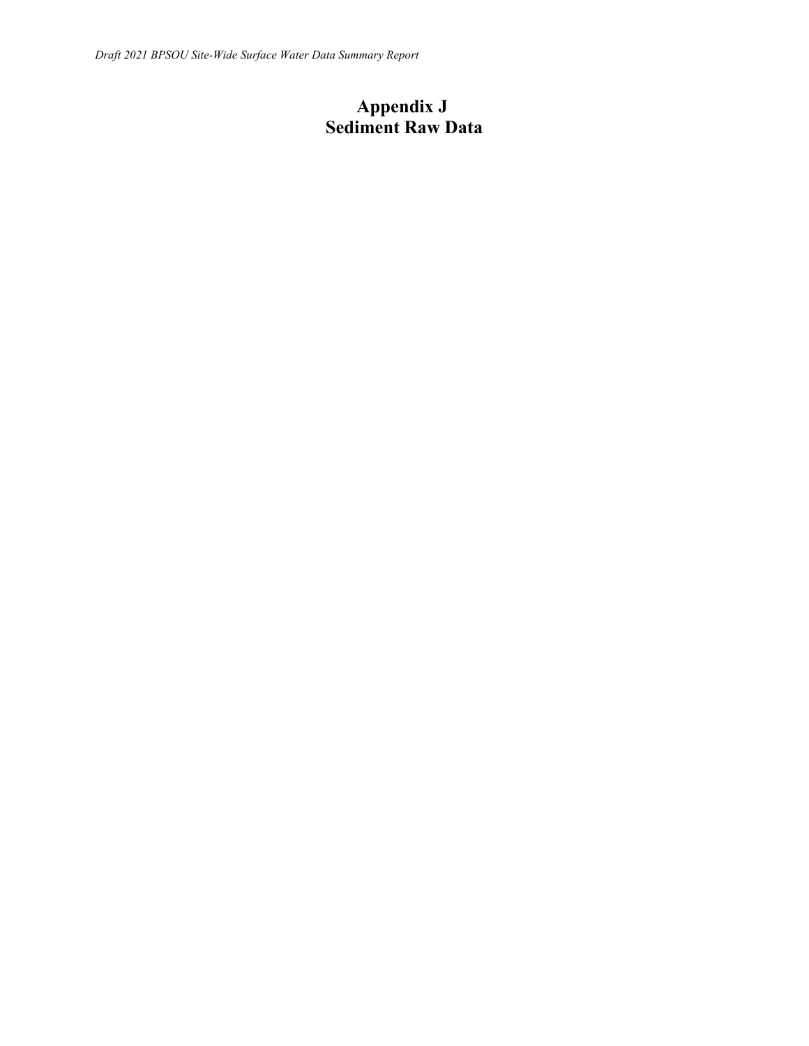# Appendix J
# Sediment Raw Data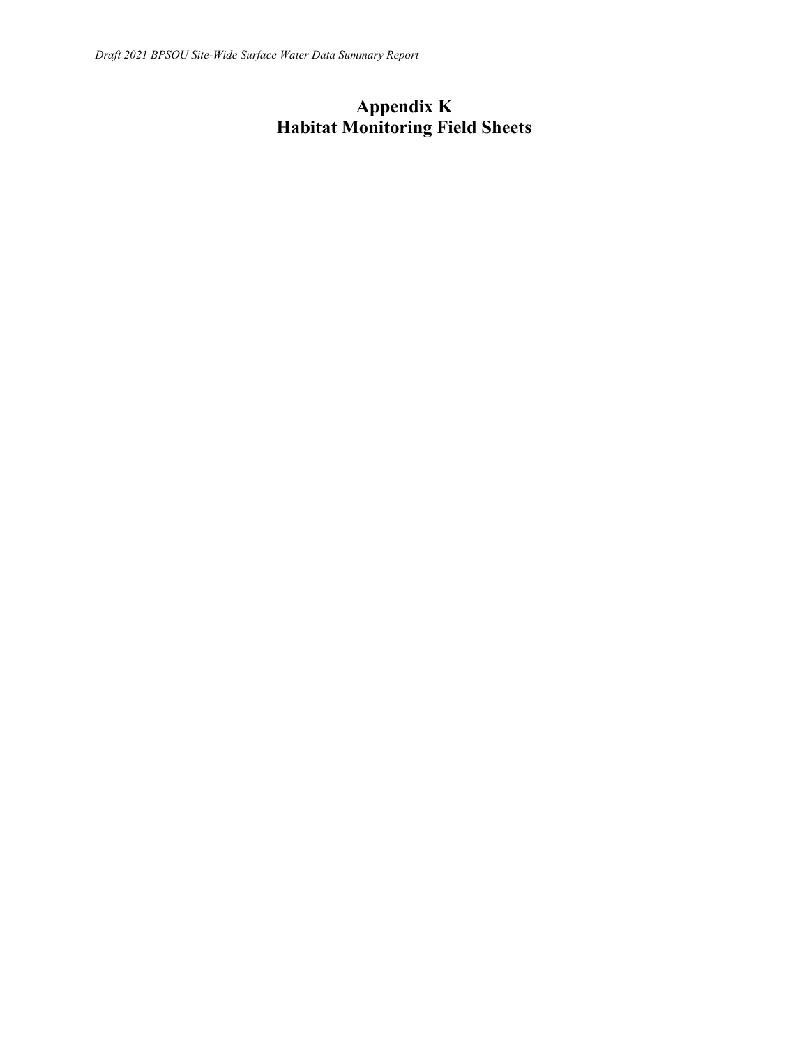# Appendix K
# Habitat Monitoring Field Sheets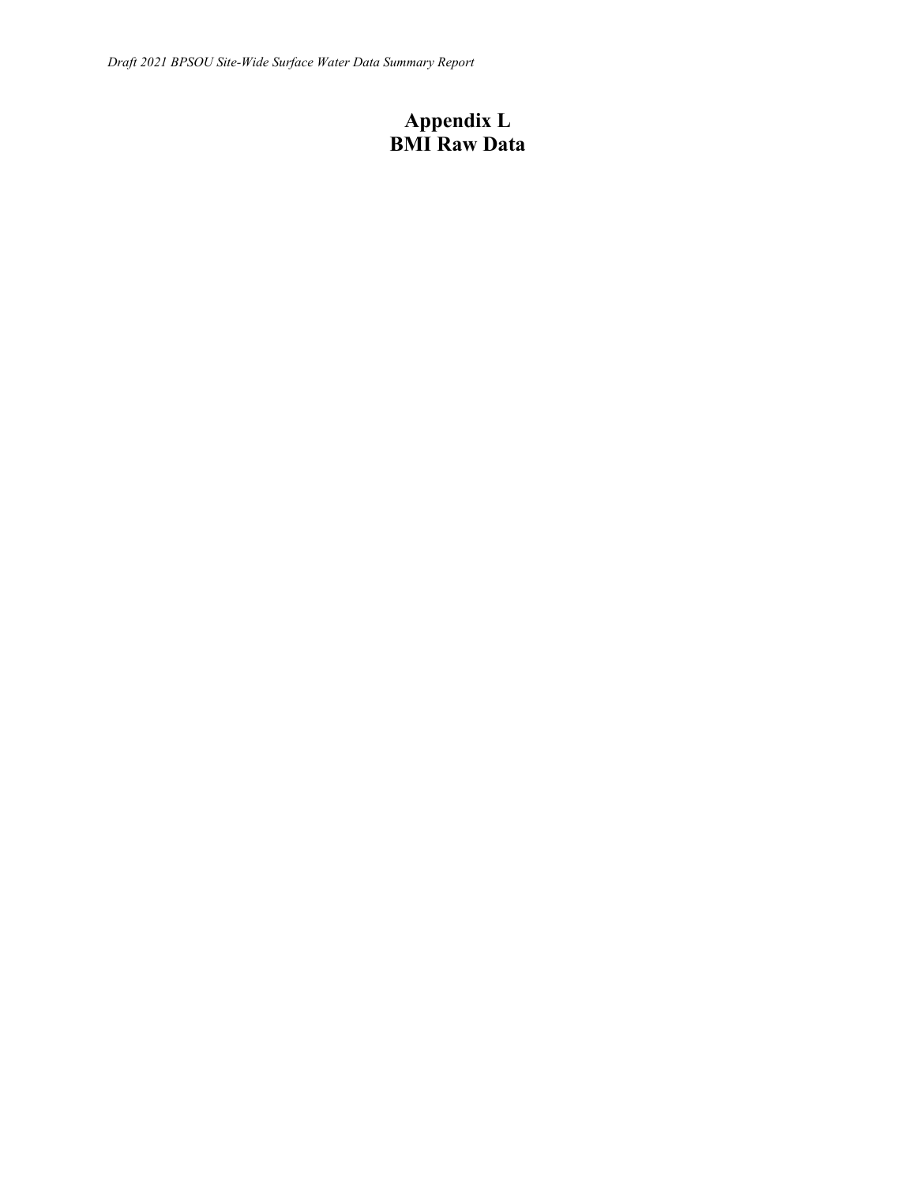# Appendix L
# BMI Raw Data